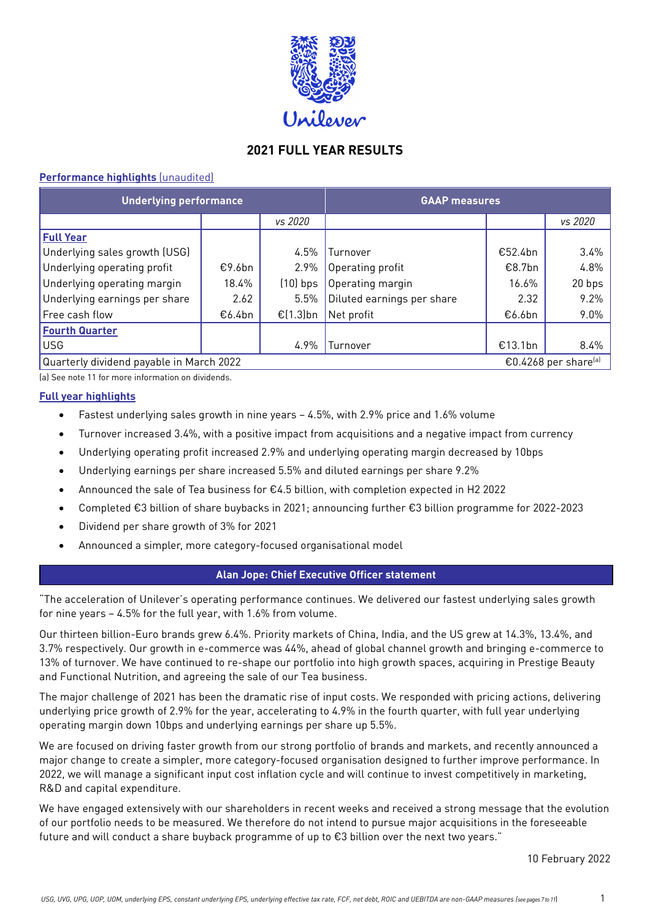# 2021 FULL YEAR RESULTS

**Performance highlights** (unaudited)

| Underlying performance | | | GAAP measures | | |
|---|---|---|---|---|---|
| | | *vs 2020* | | | *vs 2020* |
| **Full Year** | | | | | |
| Underlying sales growth (USG) | | 4.5% | Turnover | €52.4bn | 3.4% |
| Underlying operating profit | €9.6bn | 2.9% | Operating profit | €8.7bn | 4.8% |
| Underlying operating margin | 18.4% | (10) bps | Operating margin | 16.6% | 20 bps |
| Underlying earnings per share | 2.62 | 5.5% | Diluted earnings per share | 2.32 | 9.2% |
| Free cash flow | €6.4bn | €(1.3)bn | Net profit | €6.6bn | 9.0% |
| **Fourth Quarter** | | | | | |
| USG | | 4.9% | Turnover | €13.1bn | 8.4% |
| Quarterly dividend payable in March 2022 | | | | €0.4268 per share[a] | |

(a) See note 11 for more information on dividends.

**Full year highlights**

- Fastest underlying sales growth in nine years – 4.5%, with 2.9% price and 1.6% volume
- Turnover increased 3.4%, with a positive impact from acquisitions and a negative impact from currency
- Underlying operating profit increased 2.9% and underlying operating margin decreased by 10bps
- Underlying earnings per share increased 5.5% and diluted earnings per share 9.2%
- Announced the sale of Tea business for €4.5 billion, with completion expected in H2 2022
- Completed €3 billion of share buybacks in 2021; announcing further €3 billion programme for 2022-2023
- Dividend per share growth of 3% for 2021
- Announced a simpler, more category-focused organisational model

## Alan Jope: Chief Executive Officer statement

"The acceleration of Unilever's operating performance continues. We delivered our fastest underlying sales growth for nine years – 4.5% for the full year, with 1.6% from volume.

Our thirteen billion-Euro brands grew 6.4%. Priority markets of China, India, and the US grew at 14.3%, 13.4%, and 3.7% respectively. Our growth in e-commerce was 44%, ahead of global channel growth and bringing e-commerce to 13% of turnover. We have continued to re-shape our portfolio into high growth spaces, acquiring in Prestige Beauty and Functional Nutrition, and agreeing the sale of our Tea business.

The major challenge of 2021 has been the dramatic rise of input costs. We responded with pricing actions, delivering underlying price growth of 2.9% for the year, accelerating to 4.9% in the fourth quarter, with full year underlying operating margin down 10bps and underlying earnings per share up 5.5%.

We are focused on driving faster growth from our strong portfolio of brands and markets, and recently announced a major change to create a simpler, more category-focused organisation designed to further improve performance. In 2022, we will manage a significant input cost inflation cycle and will continue to invest competitively in marketing, R&D and capital expenditure.

We have engaged extensively with our shareholders in recent weeks and received a strong message that the evolution of our portfolio needs to be measured. We therefore do not intend to pursue major acquisitions in the foreseeable future and will conduct a share buyback programme of up to €3 billion over the next two years."

10 February 2022

*USG, UVG, UPG, UOP, UOM, underlying EPS, constant underlying EPS, underlying effective tax rate, FCF, net debt, ROIC and UEBITDA are non-GAAP measures (see pages 7 to 11)*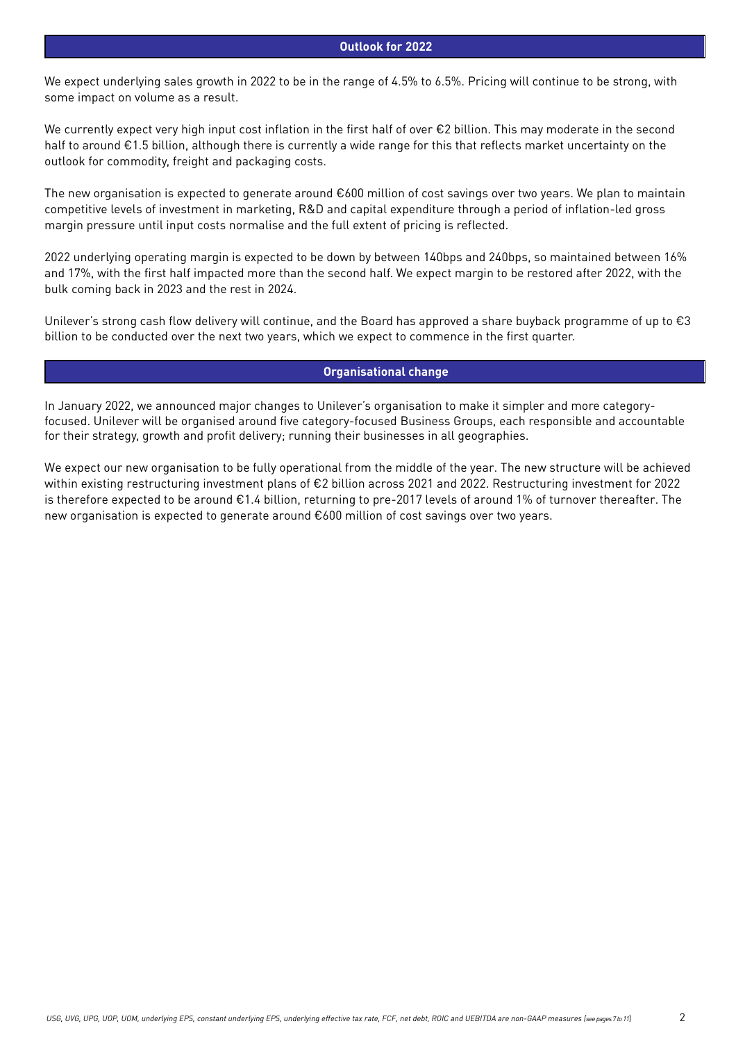## Outlook for 2022

We expect underlying sales growth in 2022 to be in the range of 4.5% to 6.5%. Pricing will continue to be strong, with some impact on volume as a result.

We currently expect very high input cost inflation in the first half of over €2 billion. This may moderate in the second half to around €1.5 billion, although there is currently a wide range for this that reflects market uncertainty on the outlook for commodity, freight and packaging costs.

The new organisation is expected to generate around €600 million of cost savings over two years. We plan to maintain competitive levels of investment in marketing, R&D and capital expenditure through a period of inflation-led gross margin pressure until input costs normalise and the full extent of pricing is reflected.

2022 underlying operating margin is expected to be down by between 140bps and 240bps, so maintained between 16% and 17%, with the first half impacted more than the second half. We expect margin to be restored after 2022, with the bulk coming back in 2023 and the rest in 2024.

Unilever's strong cash flow delivery will continue, and the Board has approved a share buyback programme of up to €3 billion to be conducted over the next two years, which we expect to commence in the first quarter.

## Organisational change

In January 2022, we announced major changes to Unilever's organisation to make it simpler and more category-focused. Unilever will be organised around five category-focused Business Groups, each responsible and accountable for their strategy, growth and profit delivery; running their businesses in all geographies.

We expect our new organisation to be fully operational from the middle of the year. The new structure will be achieved within existing restructuring investment plans of €2 billion across 2021 and 2022. Restructuring investment for 2022 is therefore expected to be around €1.4 billion, returning to pre-2017 levels of around 1% of turnover thereafter. The new organisation is expected to generate around €600 million of cost savings over two years.

*USG, UVG, UPG, UOP, UOM, underlying EPS, constant underlying EPS, underlying effective tax rate, FCF, net debt, ROIC and UEBITDA are non-GAAP measures (see pages 7 to 11)*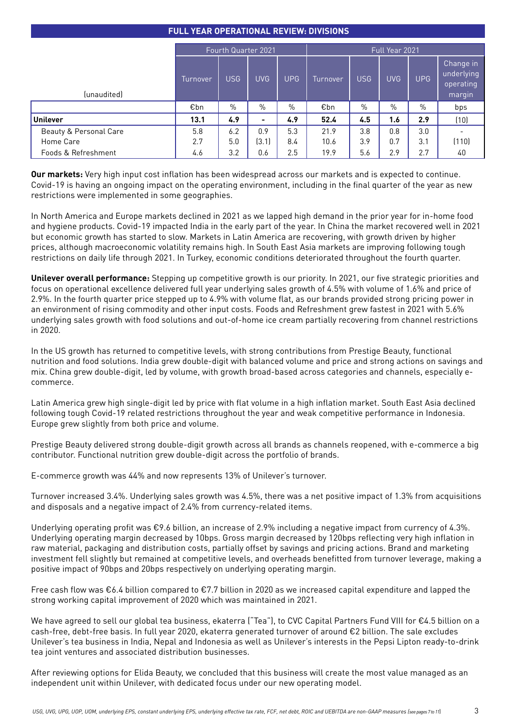## FULL YEAR OPERATIONAL REVIEW: DIVISIONS

| (unaudited) | Fourth Quarter 2021 | | | | Full Year 2021 | | | | |
|---|---|---|---|---|---|---|---|---|---|
| | Turnover | USG | UVG | UPG | Turnover | USG | UVG | UPG | Change in underlying operating margin |
| | €bn | % | % | % | €bn | % | % | % | bps |
| **Unilever** | **13.1** | **4.9** | **-** | **4.9** | **52.4** | **4.5** | **1.6** | **2.9** | **(10)** |
| Beauty & Personal Care | 5.8 | 6.2 | 0.9 | 5.3 | 21.9 | 3.8 | 0.8 | 3.0 | - |
| Home Care | 2.7 | 5.0 | (3.1) | 8.4 | 10.6 | 3.9 | 0.7 | 3.1 | (110) |
| Foods & Refreshment | 4.6 | 3.2 | 0.6 | 2.5 | 19.9 | 5.6 | 2.9 | 2.7 | 40 |

**Our markets:** Very high input cost inflation has been widespread across our markets and is expected to continue. Covid-19 is having an ongoing impact on the operating environment, including in the final quarter of the year as new restrictions were implemented in some geographies.

In North America and Europe markets declined in 2021 as we lapped high demand in the prior year for in-home food and hygiene products. Covid-19 impacted India in the early part of the year. In China the market recovered well in 2021 but economic growth has started to slow. Markets in Latin America are recovering, with growth driven by higher prices, although macroeconomic volatility remains high. In South East Asia markets are improving following tough restrictions on daily life through 2021. In Turkey, economic conditions deteriorated throughout the fourth quarter.

**Unilever overall performance:** Stepping up competitive growth is our priority. In 2021, our five strategic priorities and focus on operational excellence delivered full year underlying sales growth of 4.5% with volume of 1.6% and price of 2.9%. In the fourth quarter price stepped up to 4.9% with volume flat, as our brands provided strong pricing power in an environment of rising commodity and other input costs. Foods and Refreshment grew fastest in 2021 with 5.6% underlying sales growth with food solutions and out-of-home ice cream partially recovering from channel restrictions in 2020.

In the US growth has returned to competitive levels, with strong contributions from Prestige Beauty, functional nutrition and food solutions. India grew double-digit with balanced volume and price and strong actions on savings and mix. China grew double-digit, led by volume, with growth broad-based across categories and channels, especially e-commerce.

Latin America grew high single-digit led by price with flat volume in a high inflation market. South East Asia declined following tough Covid-19 related restrictions throughout the year and weak competitive performance in Indonesia. Europe grew slightly from both price and volume.

Prestige Beauty delivered strong double-digit growth across all brands as channels reopened, with e-commerce a big contributor. Functional nutrition grew double-digit across the portfolio of brands.

E-commerce growth was 44% and now represents 13% of Unilever's turnover.

Turnover increased 3.4%. Underlying sales growth was 4.5%, there was a net positive impact of 1.3% from acquisitions and disposals and a negative impact of 2.4% from currency-related items.

Underlying operating profit was €9.6 billion, an increase of 2.9% including a negative impact from currency of 4.3%. Underlying operating margin decreased by 10bps. Gross margin decreased by 120bps reflecting very high inflation in raw material, packaging and distribution costs, partially offset by savings and pricing actions. Brand and marketing investment fell slightly but remained at competitive levels, and overheads benefitted from turnover leverage, making a positive impact of 90bps and 20bps respectively on underlying operating margin.

Free cash flow was €6.4 billion compared to €7.7 billion in 2020 as we increased capital expenditure and lapped the strong working capital improvement of 2020 which was maintained in 2021.

We have agreed to sell our global tea business, ekaterra ("Tea"), to CVC Capital Partners Fund VIII for €4.5 billion on a cash-free, debt-free basis. In full year 2020, ekaterra generated turnover of around €2 billion. The sale excludes Unilever's tea business in India, Nepal and Indonesia as well as Unilever's interests in the Pepsi Lipton ready-to-drink tea joint ventures and associated distribution businesses.

After reviewing options for Elida Beauty, we concluded that this business will create the most value managed as an independent unit within Unilever, with dedicated focus under our new operating model.

*USG, UVG, UPG, UOP, UOM, underlying EPS, constant underlying EPS, underlying effective tax rate, FCF, net debt, ROIC and UEBITDA are non-GAAP measures (see pages 7 to 11)*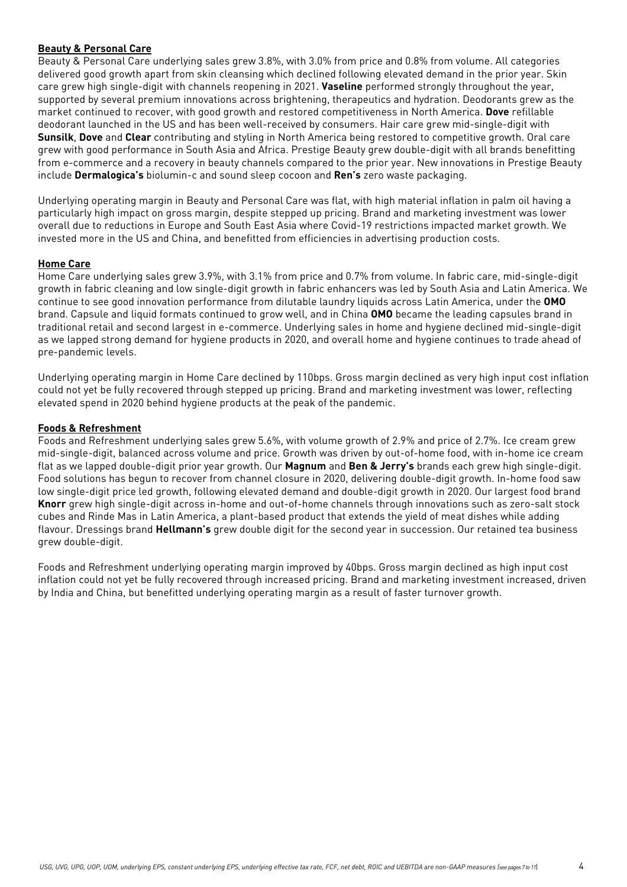**Beauty & Personal Care**

Beauty & Personal Care underlying sales grew 3.8%, with 3.0% from price and 0.8% from volume. All categories delivered good growth apart from skin cleansing which declined following elevated demand in the prior year. Skin care grew high single-digit with channels reopening in 2021. **Vaseline** performed strongly throughout the year, supported by several premium innovations across brightening, therapeutics and hydration. Deodorants grew as the market continued to recover, with good growth and restored competitiveness in North America. **Dove** refillable deodorant launched in the US and has been well-received by consumers. Hair care grew mid-single-digit with **Sunsilk**, **Dove** and **Clear** contributing and styling in North America being restored to competitive growth. Oral care grew with good performance in South Asia and Africa. Prestige Beauty grew double-digit with all brands benefitting from e-commerce and a recovery in beauty channels compared to the prior year. New innovations in Prestige Beauty include **Dermalogica's** biolumin-c and sound sleep cocoon and **Ren's** zero waste packaging.

Underlying operating margin in Beauty and Personal Care was flat, with high material inflation in palm oil having a particularly high impact on gross margin, despite stepped up pricing. Brand and marketing investment was lower overall due to reductions in Europe and South East Asia where Covid-19 restrictions impacted market growth. We invested more in the US and China, and benefitted from efficiencies in advertising production costs.

**Home Care**

Home Care underlying sales grew 3.9%, with 3.1% from price and 0.7% from volume. In fabric care, mid-single-digit growth in fabric cleaning and low single-digit growth in fabric enhancers was led by South Asia and Latin America. We continue to see good innovation performance from dilutable laundry liquids across Latin America, under the **OMO** brand. Capsule and liquid formats continued to grow well, and in China **OMO** became the leading capsules brand in traditional retail and second largest in e-commerce. Underlying sales in home and hygiene declined mid-single-digit as we lapped strong demand for hygiene products in 2020, and overall home and hygiene continues to trade ahead of pre-pandemic levels.

Underlying operating margin in Home Care declined by 110bps. Gross margin declined as very high input cost inflation could not yet be fully recovered through stepped up pricing. Brand and marketing investment was lower, reflecting elevated spend in 2020 behind hygiene products at the peak of the pandemic.

**Foods & Refreshment**

Foods and Refreshment underlying sales grew 5.6%, with volume growth of 2.9% and price of 2.7%. Ice cream grew mid-single-digit, balanced across volume and price. Growth was driven by out-of-home food, with in-home ice cream flat as we lapped double-digit prior year growth. Our **Magnum** and **Ben & Jerry's** brands each grew high single-digit. Food solutions has begun to recover from channel closure in 2020, delivering double-digit growth. In-home food saw low single-digit price led growth, following elevated demand and double-digit growth in 2020. Our largest food brand **Knorr** grew high single-digit across in-home and out-of-home channels through innovations such as zero-salt stock cubes and Rinde Mas in Latin America, a plant-based product that extends the yield of meat dishes while adding flavour. Dressings brand **Hellmann's** grew double digit for the second year in succession. Our retained tea business grew double-digit.

Foods and Refreshment underlying operating margin improved by 40bps. Gross margin declined as high input cost inflation could not yet be fully recovered through increased pricing. Brand and marketing investment increased, driven by India and China, but benefitted underlying operating margin as a result of faster turnover growth.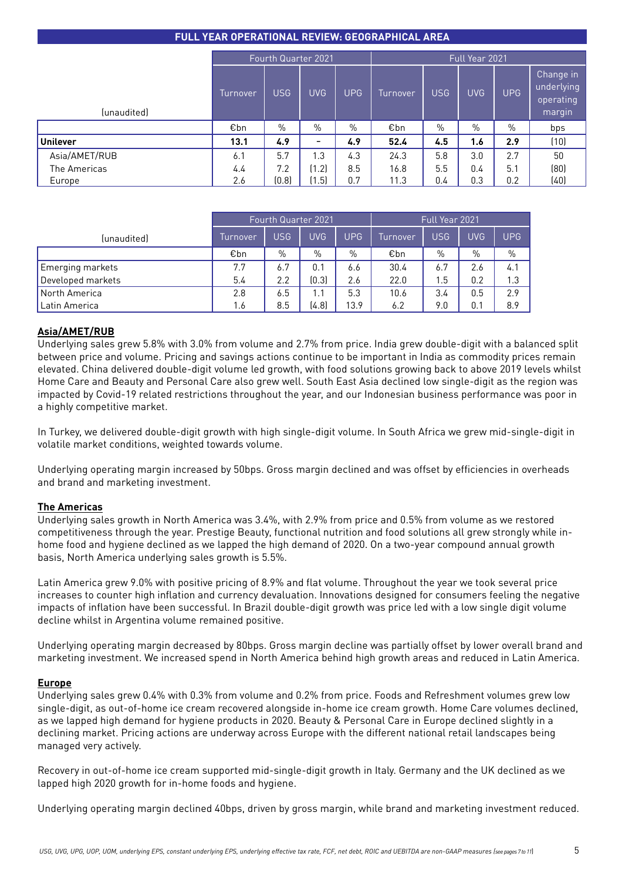## FULL YEAR OPERATIONAL REVIEW: GEOGRAPHICAL AREA

| (unaudited) | Fourth Quarter 2021 | | | | Full Year 2021 | | | | |
|---|---|---|---|---|---|---|---|---|---|
| | Turnover | USG | UVG | UPG | Turnover | USG | UVG | UPG | Change in underlying operating margin |
| | €bn | % | % | % | €bn | % | % | % | bps |
| **Unilever** | **13.1** | **4.9** | **-** | **4.9** | **52.4** | **4.5** | **1.6** | **2.9** | **(10)** |
| Asia/AMET/RUB | 6.1 | 5.7 | 1.3 | 4.3 | 24.3 | 5.8 | 3.0 | 2.7 | 50 |
| The Americas | 4.4 | 7.2 | (1.2) | 8.5 | 16.8 | 5.5 | 0.4 | 5.1 | (80) |
| Europe | 2.6 | (0.8) | (1.5) | 0.7 | 11.3 | 0.4 | 0.3 | 0.2 | (40) |

| (unaudited) | Fourth Quarter 2021 | | | | Full Year 2021 | | | |
|---|---|---|---|---|---|---|---|---|
| | Turnover | USG | UVG | UPG | Turnover | USG | UVG | UPG |
| | €bn | % | % | % | €bn | % | % | % |
| Emerging markets | 7.7 | 6.7 | 0.1 | 6.6 | 30.4 | 6.7 | 2.6 | 4.1 |
| Developed markets | 5.4 | 2.2 | (0.3) | 2.6 | 22.0 | 1.5 | 0.2 | 1.3 |
| North America | 2.8 | 6.5 | 1.1 | 5.3 | 10.6 | 3.4 | 0.5 | 2.9 |
| Latin America | 1.6 | 8.5 | (4.8) | 13.9 | 6.2 | 9.0 | 0.1 | 8.9 |

### Asia/AMET/RUB

Underlying sales grew 5.8% with 3.0% from volume and 2.7% from price. India grew double-digit with a balanced split between price and volume. Pricing and savings actions continue to be important in India as commodity prices remain elevated. China delivered double-digit volume led growth, with food solutions growing back to above 2019 levels whilst Home Care and Beauty and Personal Care also grew well. South East Asia declined low single-digit as the region was impacted by Covid-19 related restrictions throughout the year, and our Indonesian business performance was poor in a highly competitive market.

In Turkey, we delivered double-digit growth with high single-digit volume. In South Africa we grew mid-single-digit in volatile market conditions, weighted towards volume.

Underlying operating margin increased by 50bps. Gross margin declined and was offset by efficiencies in overheads and brand and marketing investment.

### The Americas

Underlying sales growth in North America was 3.4%, with 2.9% from price and 0.5% from volume as we restored competitiveness through the year. Prestige Beauty, functional nutrition and food solutions all grew strongly while in-home food and hygiene declined as we lapped the high demand of 2020. On a two-year compound annual growth basis, North America underlying sales growth is 5.5%.

Latin America grew 9.0% with positive pricing of 8.9% and flat volume. Throughout the year we took several price increases to counter high inflation and currency devaluation. Innovations designed for consumers feeling the negative impacts of inflation have been successful. In Brazil double-digit growth was price led with a low single digit volume decline whilst in Argentina volume remained positive.

Underlying operating margin decreased by 80bps. Gross margin decline was partially offset by lower overall brand and marketing investment. We increased spend in North America behind high growth areas and reduced in Latin America.

### Europe

Underlying sales grew 0.4% with 0.3% from volume and 0.2% from price. Foods and Refreshment volumes grew low single-digit, as out-of-home ice cream recovered alongside in-home ice cream growth. Home Care volumes declined, as we lapped high demand for hygiene products in 2020. Beauty & Personal Care in Europe declined slightly in a declining market. Pricing actions are underway across Europe with the different national retail landscapes being managed very actively.

Recovery in out-of-home ice cream supported mid-single-digit growth in Italy. Germany and the UK declined as we lapped high 2020 growth for in-home foods and hygiene.

Underlying operating margin declined 40bps, driven by gross margin, while brand and marketing investment reduced.

*USG, UVG, UPG, UOP, UOM, underlying EPS, constant underlying EPS, underlying effective tax rate, FCF, net debt, ROIC and UEBITDA are non-GAAP measures (see pages 7 to 11)*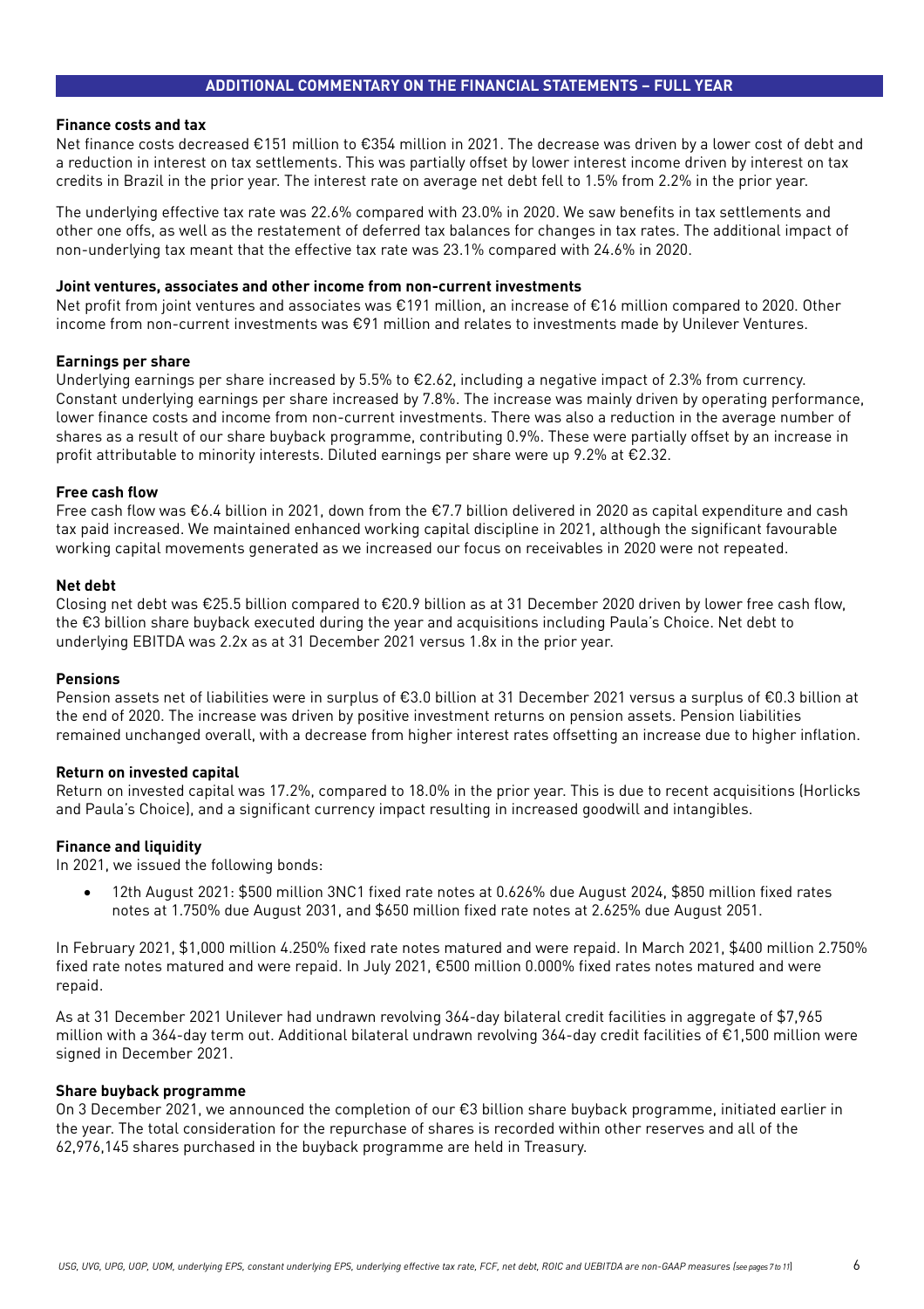## ADDITIONAL COMMENTARY ON THE FINANCIAL STATEMENTS – FULL YEAR

**Finance costs and tax**

Net finance costs decreased €151 million to €354 million in 2021. The decrease was driven by a lower cost of debt and a reduction in interest on tax settlements. This was partially offset by lower interest income driven by interest on tax credits in Brazil in the prior year. The interest rate on average net debt fell to 1.5% from 2.2% in the prior year.

The underlying effective tax rate was 22.6% compared with 23.0% in 2020. We saw benefits in tax settlements and other one offs, as well as the restatement of deferred tax balances for changes in tax rates. The additional impact of non-underlying tax meant that the effective tax rate was 23.1% compared with 24.6% in 2020.

**Joint ventures, associates and other income from non-current investments**

Net profit from joint ventures and associates was €191 million, an increase of €16 million compared to 2020. Other income from non-current investments was €91 million and relates to investments made by Unilever Ventures.

**Earnings per share**

Underlying earnings per share increased by 5.5% to €2.62, including a negative impact of 2.3% from currency. Constant underlying earnings per share increased by 7.8%. The increase was mainly driven by operating performance, lower finance costs and income from non-current investments. There was also a reduction in the average number of shares as a result of our share buyback programme, contributing 0.9%. These were partially offset by an increase in profit attributable to minority interests. Diluted earnings per share were up 9.2% at €2.32.

**Free cash flow**

Free cash flow was €6.4 billion in 2021, down from the €7.7 billion delivered in 2020 as capital expenditure and cash tax paid increased. We maintained enhanced working capital discipline in 2021, although the significant favourable working capital movements generated as we increased our focus on receivables in 2020 were not repeated.

**Net debt**

Closing net debt was €25.5 billion compared to €20.9 billion as at 31 December 2020 driven by lower free cash flow, the €3 billion share buyback executed during the year and acquisitions including Paula's Choice. Net debt to underlying EBITDA was 2.2x as at 31 December 2021 versus 1.8x in the prior year.

**Pensions**

Pension assets net of liabilities were in surplus of €3.0 billion at 31 December 2021 versus a surplus of €0.3 billion at the end of 2020. The increase was driven by positive investment returns on pension assets. Pension liabilities remained unchanged overall, with a decrease from higher interest rates offsetting an increase due to higher inflation.

**Return on invested capital**

Return on invested capital was 17.2%, compared to 18.0% in the prior year. This is due to recent acquisitions (Horlicks and Paula's Choice), and a significant currency impact resulting in increased goodwill and intangibles.

**Finance and liquidity**

In 2021, we issued the following bonds:

- 12th August 2021: $500 million 3NC1 fixed rate notes at 0.626% due August 2024, $850 million fixed rates notes at 1.750% due August 2031, and $650 million fixed rate notes at 2.625% due August 2051.

In February 2021, $1,000 million 4.250% fixed rate notes matured and were repaid. In March 2021, $400 million 2.750% fixed rate notes matured and were repaid. In July 2021, €500 million 0.000% fixed rates notes matured and were repaid.

As at 31 December 2021 Unilever had undrawn revolving 364-day bilateral credit facilities in aggregate of $7,965 million with a 364-day term out. Additional bilateral undrawn revolving 364-day credit facilities of €1,500 million were signed in December 2021.

**Share buyback programme**

On 3 December 2021, we announced the completion of our €3 billion share buyback programme, initiated earlier in the year. The total consideration for the repurchase of shares is recorded within other reserves and all of the 62,976,145 shares purchased in the buyback programme are held in Treasury.

*USG, UVG, UPG, UOP, UOM, underlying EPS, constant underlying EPS, underlying effective tax rate, FCF, net debt, ROIC and UEBITDA are non-GAAP measures (see pages 7 to 11)*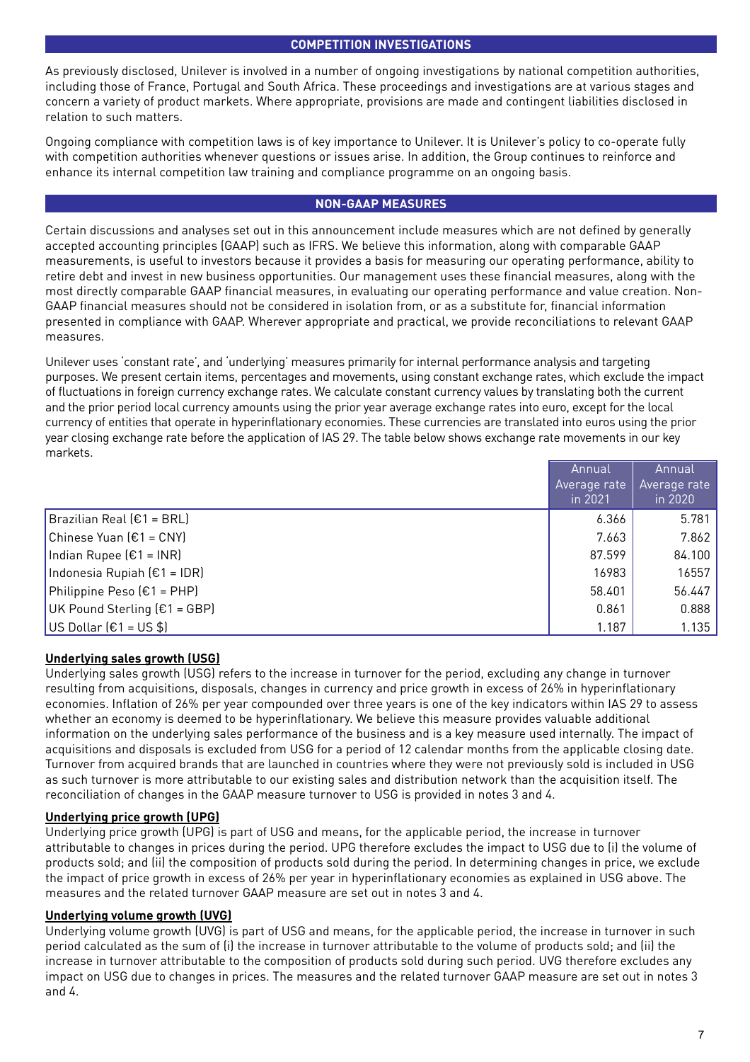## COMPETITION INVESTIGATIONS

As previously disclosed, Unilever is involved in a number of ongoing investigations by national competition authorities, including those of France, Portugal and South Africa. These proceedings and investigations are at various stages and concern a variety of product markets. Where appropriate, provisions are made and contingent liabilities disclosed in relation to such matters.

Ongoing compliance with competition laws is of key importance to Unilever. It is Unilever's policy to co-operate fully with competition authorities whenever questions or issues arise. In addition, the Group continues to reinforce and enhance its internal competition law training and compliance programme on an ongoing basis.

## NON-GAAP MEASURES

Certain discussions and analyses set out in this announcement include measures which are not defined by generally accepted accounting principles (GAAP) such as IFRS. We believe this information, along with comparable GAAP measurements, is useful to investors because it provides a basis for measuring our operating performance, ability to retire debt and invest in new business opportunities. Our management uses these financial measures, along with the most directly comparable GAAP financial measures, in evaluating our operating performance and value creation. Non-GAAP financial measures should not be considered in isolation from, or as a substitute for, financial information presented in compliance with GAAP. Wherever appropriate and practical, we provide reconciliations to relevant GAAP measures.

Unilever uses 'constant rate', and 'underlying' measures primarily for internal performance analysis and targeting purposes. We present certain items, percentages and movements, using constant exchange rates, which exclude the impact of fluctuations in foreign currency exchange rates. We calculate constant currency values by translating both the current and the prior period local currency amounts using the prior year average exchange rates into euro, except for the local currency of entities that operate in hyperinflationary economies. These currencies are translated into euros using the prior year closing exchange rate before the application of IAS 29. The table below shows exchange rate movements in our key markets.

| | Annual Average rate in 2021 | Annual Average rate in 2020 |
|---|---|---|
| Brazilian Real (€1 = BRL) | 6.366 | 5.781 |
| Chinese Yuan (€1 = CNY) | 7.663 | 7.862 |
| Indian Rupee (€1 = INR) | 87.599 | 84.100 |
| Indonesia Rupiah (€1 = IDR) | 16983 | 16557 |
| Philippine Peso (€1 = PHP) | 58.401 | 56.447 |
| UK Pound Sterling (€1 = GBP) | 0.861 | 0.888 |
| US Dollar (€1 = US $) | 1.187 | 1.135 |

**Underlying sales growth (USG)**

Underlying sales growth (USG) refers to the increase in turnover for the period, excluding any change in turnover resulting from acquisitions, disposals, changes in currency and price growth in excess of 26% in hyperinflationary economies. Inflation of 26% per year compounded over three years is one of the key indicators within IAS 29 to assess whether an economy is deemed to be hyperinflationary. We believe this measure provides valuable additional information on the underlying sales performance of the business and is a key measure used internally. The impact of acquisitions and disposals is excluded from USG for a period of 12 calendar months from the applicable closing date. Turnover from acquired brands that are launched in countries where they were not previously sold is included in USG as such turnover is more attributable to our existing sales and distribution network than the acquisition itself. The reconciliation of changes in the GAAP measure turnover to USG is provided in notes 3 and 4.

**Underlying price growth (UPG)**

Underlying price growth (UPG) is part of USG and means, for the applicable period, the increase in turnover attributable to changes in prices during the period. UPG therefore excludes the impact to USG due to (i) the volume of products sold; and (ii) the composition of products sold during the period. In determining changes in price, we exclude the impact of price growth in excess of 26% per year in hyperinflationary economies as explained in USG above. The measures and the related turnover GAAP measure are set out in notes 3 and 4.

**Underlying volume growth (UVG)**

Underlying volume growth (UVG) is part of USG and means, for the applicable period, the increase in turnover in such period calculated as the sum of (i) the increase in turnover attributable to the volume of products sold; and (ii) the increase in turnover attributable to the composition of products sold during such period. UVG therefore excludes any impact on USG due to changes in prices. The measures and the related turnover GAAP measure are set out in notes 3 and 4.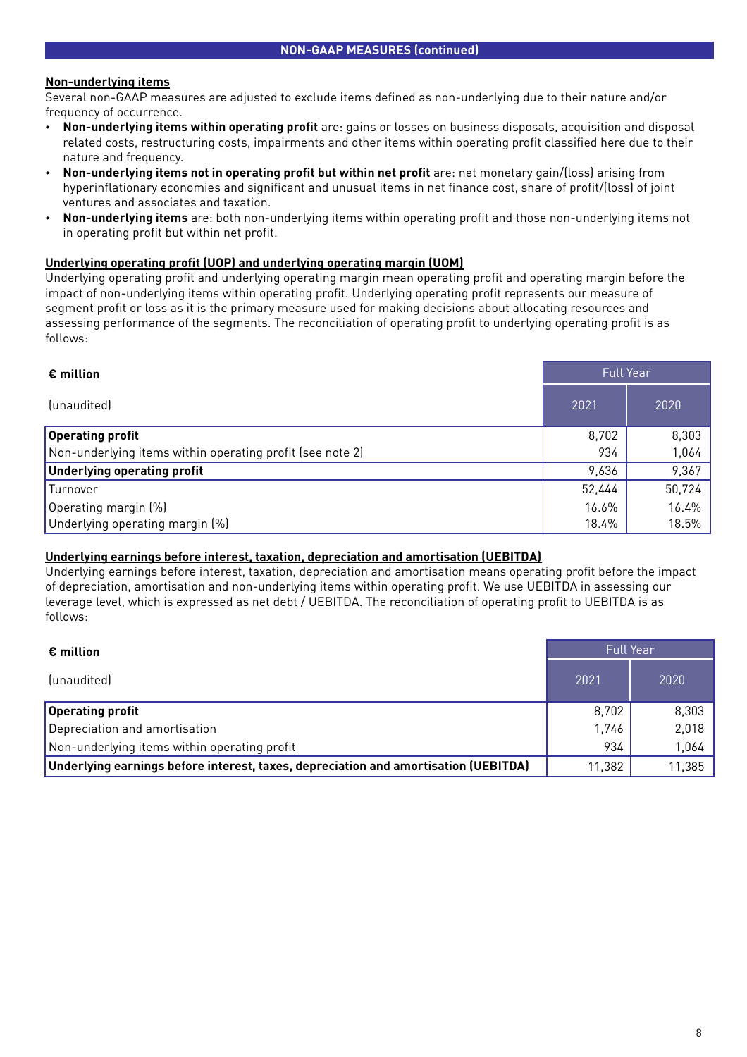## NON-GAAP MEASURES (continued)

### Non-underlying items

Several non-GAAP measures are adjusted to exclude items defined as non-underlying due to their nature and/or frequency of occurrence.

- **Non-underlying items within operating profit** are: gains or losses on business disposals, acquisition and disposal related costs, restructuring costs, impairments and other items within operating profit classified here due to their nature and frequency.
- **Non-underlying items not in operating profit but within net profit** are: net monetary gain/(loss) arising from hyperinflationary economies and significant and unusual items in net finance cost, share of profit/(loss) of joint ventures and associates and taxation.
- **Non-underlying items** are: both non-underlying items within operating profit and those non-underlying items not in operating profit but within net profit.

### Underlying operating profit (UOP) and underlying operating margin (UOM)

Underlying operating profit and underlying operating margin mean operating profit and operating margin before the impact of non-underlying items within operating profit. Underlying operating profit represents our measure of segment profit or loss as it is the primary measure used for making decisions about allocating resources and assessing performance of the segments. The reconciliation of operating profit to underlying operating profit is as follows:

| **€ million** | Full Year | |
|---|---|---|
| (unaudited) | 2021 | 2020 |
| **Operating profit** | 8,702 | 8,303 |
| Non-underlying items within operating profit (see note 2) | 934 | 1,064 |
| **Underlying operating profit** | 9,636 | 9,367 |
| Turnover | 52,444 | 50,724 |
| Operating margin (%) | 16.6% | 16.4% |
| Underlying operating margin (%) | 18.4% | 18.5% |

### Underlying earnings before interest, taxation, depreciation and amortisation (UEBITDA)

Underlying earnings before interest, taxation, depreciation and amortisation means operating profit before the impact of depreciation, amortisation and non-underlying items within operating profit. We use UEBITDA in assessing our leverage level, which is expressed as net debt / UEBITDA. The reconciliation of operating profit to UEBITDA is as follows:

| **€ million** | Full Year | |
|---|---|---|
| (unaudited) | 2021 | 2020 |
| **Operating profit** | 8,702 | 8,303 |
| Depreciation and amortisation | 1,746 | 2,018 |
| Non-underlying items within operating profit | 934 | 1,064 |
| **Underlying earnings before interest, taxes, depreciation and amortisation (UEBITDA)** | 11,382 | 11,385 |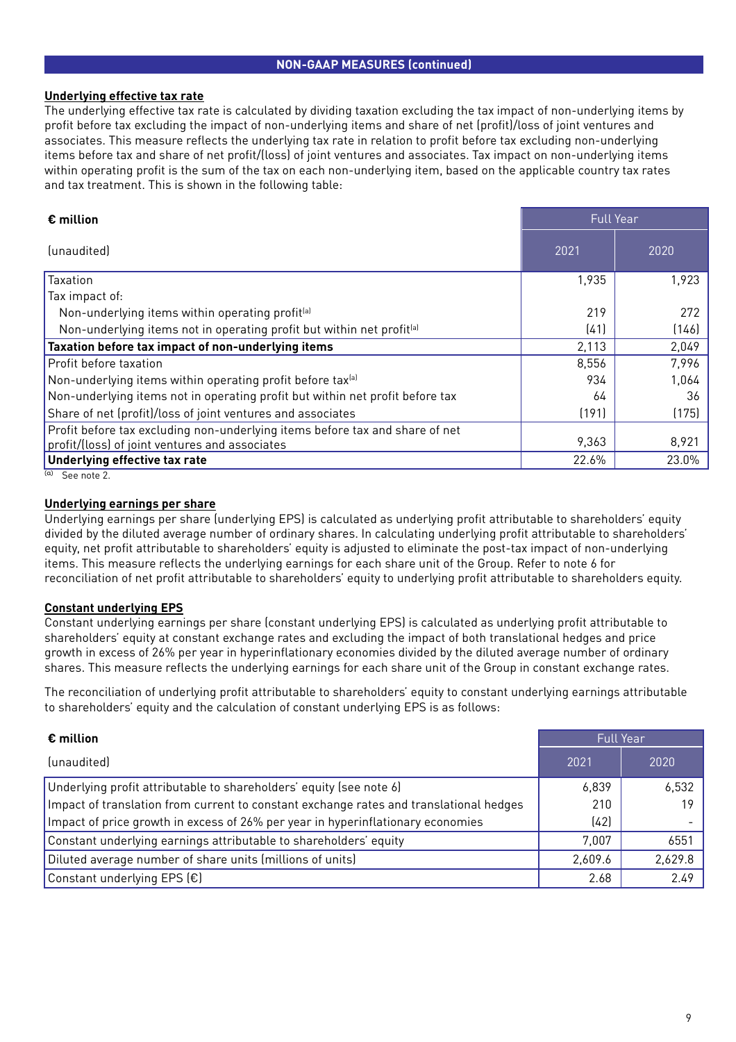## NON-GAAP MEASURES (continued)

### Underlying effective tax rate

The underlying effective tax rate is calculated by dividing taxation excluding the tax impact of non-underlying items by profit before tax excluding the impact of non-underlying items and share of net (profit)/loss of joint ventures and associates. This measure reflects the underlying tax rate in relation to profit before tax excluding non-underlying items before tax and share of net profit/(loss) of joint ventures and associates. Tax impact on non-underlying items within operating profit is the sum of the tax on each non-underlying item, based on the applicable country tax rates and tax treatment. This is shown in the following table:

| € million | Full Year | |
|---|---|---|
| (unaudited) | 2021 | 2020 |
| Taxation | 1,935 | 1,923 |
| Tax impact of: | | |
| Non-underlying items within operating profit[a] | 219 | 272 |
| Non-underlying items not in operating profit but within net profit[a] | (41) | (146) |
| **Taxation before tax impact of non-underlying items** | 2,113 | 2,049 |
| Profit before taxation | 8,556 | 7,996 |
| Non-underlying items within operating profit before tax[a] | 934 | 1,064 |
| Non-underlying items not in operating profit but within net profit before tax | 64 | 36 |
| Share of net (profit)/loss of joint ventures and associates | (191) | (175) |
| Profit before tax excluding non-underlying items before tax and share of net profit/(loss) of joint ventures and associates | 9,363 | 8,921 |
| **Underlying effective tax rate** | 22.6% | 23.0% |

[a] See note 2.

### Underlying earnings per share

Underlying earnings per share (underlying EPS) is calculated as underlying profit attributable to shareholders' equity divided by the diluted average number of ordinary shares. In calculating underlying profit attributable to shareholders' equity, net profit attributable to shareholders' equity is adjusted to eliminate the post-tax impact of non-underlying items. This measure reflects the underlying earnings for each share unit of the Group. Refer to note 6 for reconciliation of net profit attributable to shareholders' equity to underlying profit attributable to shareholders equity.

### Constant underlying EPS

Constant underlying earnings per share (constant underlying EPS) is calculated as underlying profit attributable to shareholders' equity at constant exchange rates and excluding the impact of both translational hedges and price growth in excess of 26% per year in hyperinflationary economies divided by the diluted average number of ordinary shares. This measure reflects the underlying earnings for each share unit of the Group in constant exchange rates.

The reconciliation of underlying profit attributable to shareholders' equity to constant underlying earnings attributable to shareholders' equity and the calculation of constant underlying EPS is as follows:

| € million | Full Year | |
|---|---|---|
| (unaudited) | 2021 | 2020 |
| Underlying profit attributable to shareholders' equity (see note 6) | 6,839 | 6,532 |
| Impact of translation from current to constant exchange rates and translational hedges | 210 | 19 |
| Impact of price growth in excess of 26% per year in hyperinflationary economies | (42) | - |
| Constant underlying earnings attributable to shareholders' equity | 7,007 | 6551 |
| Diluted average number of share units (millions of units) | 2,609.6 | 2,629.8 |
| Constant underlying EPS (€) | 2.68 | 2.49 |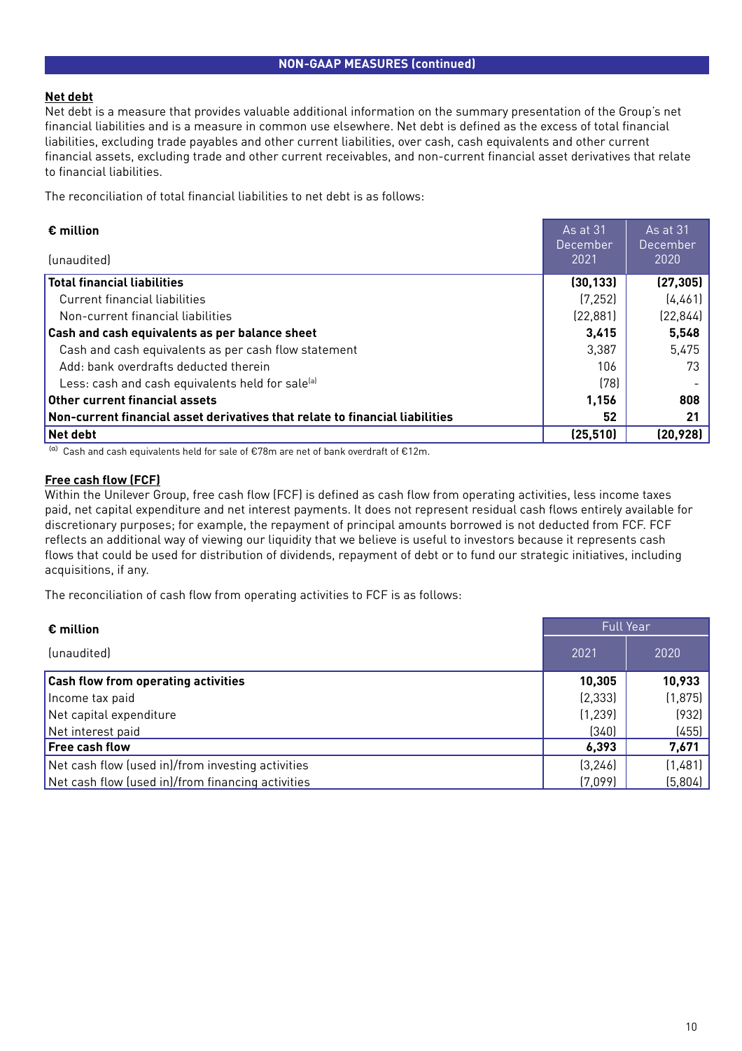## NON-GAAP MEASURES (continued)

**Net debt**

Net debt is a measure that provides valuable additional information on the summary presentation of the Group's net financial liabilities and is a measure in common use elsewhere. Net debt is defined as the excess of total financial liabilities, excluding trade payables and other current liabilities, over cash, cash equivalents and other current financial assets, excluding trade and other current receivables, and non-current financial asset derivatives that relate to financial liabilities.

The reconciliation of total financial liabilities to net debt is as follows:

| **€ million** (unaudited) | As at 31 December 2021 | As at 31 December 2020 |
|---|---|---|
| **Total financial liabilities** | **(30,133)** | **(27,305)** |
| Current financial liabilities | (7,252) | (4,461) |
| Non-current financial liabilities | (22,881) | (22,844) |
| **Cash and cash equivalents as per balance sheet** | **3,415** | **5,548** |
| Cash and cash equivalents as per cash flow statement | 3,387 | 5,475 |
| Add: bank overdrafts deducted therein | 106 | 73 |
| Less: cash and cash equivalents held for sale[a] | (78) | - |
| **Other current financial assets** | **1,156** | **808** |
| **Non-current financial asset derivatives that relate to financial liabilities** | **52** | **21** |
| **Net debt** | **(25,510)** | **(20,928)** |

[a] Cash and cash equivalents held for sale of €78m are net of bank overdraft of €12m.

**Free cash flow (FCF)**

Within the Unilever Group, free cash flow (FCF) is defined as cash flow from operating activities, less income taxes paid, net capital expenditure and net interest payments. It does not represent residual cash flows entirely available for discretionary purposes; for example, the repayment of principal amounts borrowed is not deducted from FCF. FCF reflects an additional way of viewing our liquidity that we believe is useful to investors because it represents cash flows that could be used for distribution of dividends, repayment of debt or to fund our strategic initiatives, including acquisitions, if any.

The reconciliation of cash flow from operating activities to FCF is as follows:

| **€ million** | Full Year | |
|---|---|---|
| (unaudited) | 2021 | 2020 |
| **Cash flow from operating activities** | **10,305** | **10,933** |
| Income tax paid | (2,333) | (1,875) |
| Net capital expenditure | (1,239) | (932) |
| Net interest paid | (340) | (455) |
| **Free cash flow** | **6,393** | **7,671** |
| Net cash flow (used in)/from investing activities | (3,246) | (1,481) |
| Net cash flow (used in)/from financing activities | (7,099) | (5,804) |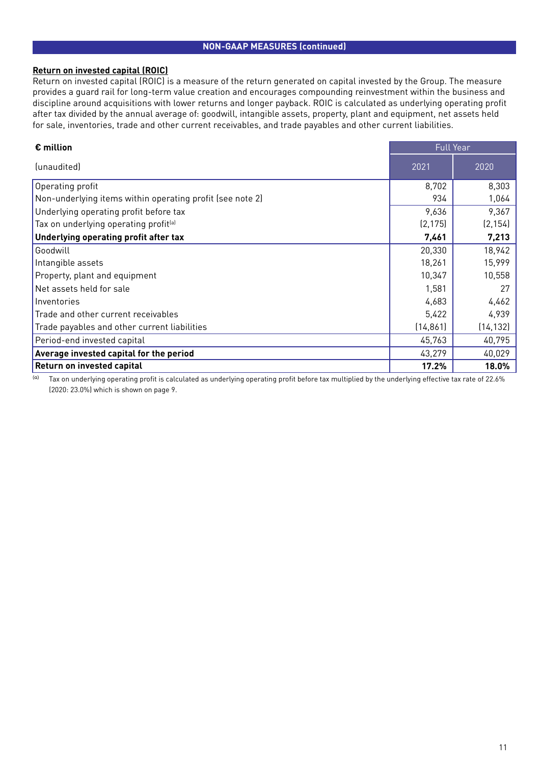## NON-GAAP MEASURES (continued)

### Return on invested capital (ROIC)

Return on invested capital (ROIC) is a measure of the return generated on capital invested by the Group. The measure provides a guard rail for long-term value creation and encourages compounding reinvestment within the business and discipline around acquisitions with lower returns and longer payback. ROIC is calculated as underlying operating profit after tax divided by the annual average of: goodwill, intangible assets, property, plant and equipment, net assets held for sale, inventories, trade and other current receivables, and trade payables and other current liabilities.

| € million | Full Year | |
|---|---|---|
| (unaudited) | 2021 | 2020 |
| Operating profit | 8,702 | 8,303 |
| Non-underlying items within operating profit (see note 2) | 934 | 1,064 |
| Underlying operating profit before tax | 9,636 | 9,367 |
| Tax on underlying operating profit[a] | (2,175) | (2,154) |
| **Underlying operating profit after tax** | **7,461** | **7,213** |
| Goodwill | 20,330 | 18,942 |
| Intangible assets | 18,261 | 15,999 |
| Property, plant and equipment | 10,347 | 10,558 |
| Net assets held for sale | 1,581 | 27 |
| Inventories | 4,683 | 4,462 |
| Trade and other current receivables | 5,422 | 4,939 |
| Trade payables and other current liabilities | (14,861) | (14,132) |
| Period-end invested capital | 45,763 | 40,795 |
| **Average invested capital for the period** | 43,279 | 40,029 |
| **Return on invested capital** | **17.2%** | **18.0%** |

[a] Tax on underlying operating profit is calculated as underlying operating profit before tax multiplied by the underlying effective tax rate of 22.6% (2020: 23.0%) which is shown on page 9.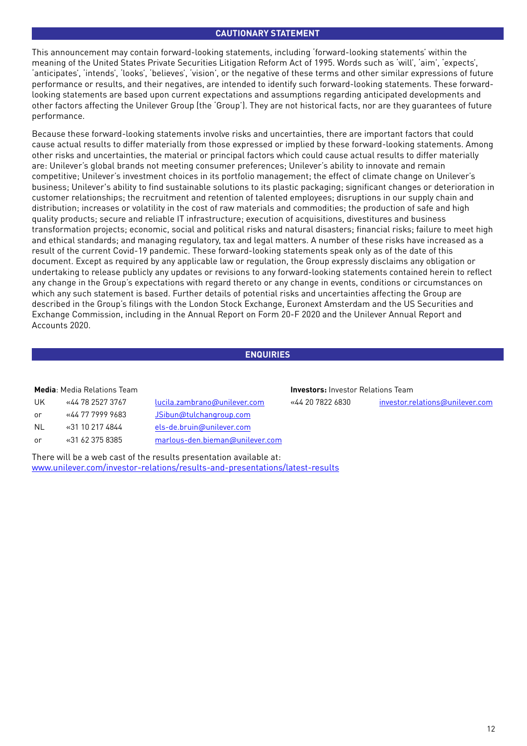## CAUTIONARY STATEMENT

This announcement may contain forward-looking statements, including 'forward-looking statements' within the meaning of the United States Private Securities Litigation Reform Act of 1995. Words such as 'will', 'aim', 'expects', 'anticipates', 'intends', 'looks', 'believes', 'vision', or the negative of these terms and other similar expressions of future performance or results, and their negatives, are intended to identify such forward-looking statements. These forward-looking statements are based upon current expectations and assumptions regarding anticipated developments and other factors affecting the Unilever Group (the 'Group'). They are not historical facts, nor are they guarantees of future performance.

Because these forward-looking statements involve risks and uncertainties, there are important factors that could cause actual results to differ materially from those expressed or implied by these forward-looking statements. Among other risks and uncertainties, the material or principal factors which could cause actual results to differ materially are: Unilever's global brands not meeting consumer preferences; Unilever's ability to innovate and remain competitive; Unilever's investment choices in its portfolio management; the effect of climate change on Unilever's business; Unilever's ability to find sustainable solutions to its plastic packaging; significant changes or deterioration in customer relationships; the recruitment and retention of talented employees; disruptions in our supply chain and distribution; increases or volatility in the cost of raw materials and commodities; the production of safe and high quality products; secure and reliable IT infrastructure; execution of acquisitions, divestitures and business transformation projects; economic, social and political risks and natural disasters; financial risks; failure to meet high and ethical standards; and managing regulatory, tax and legal matters. A number of these risks have increased as a result of the current Covid-19 pandemic. These forward-looking statements speak only as of the date of this document. Except as required by any applicable law or regulation, the Group expressly disclaims any obligation or undertaking to release publicly any updates or revisions to any forward-looking statements contained herein to reflect any change in the Group's expectations with regard thereto or any change in events, conditions or circumstances on which any such statement is based. Further details of potential risks and uncertainties affecting the Group are described in the Group's filings with the London Stock Exchange, Euronext Amsterdam and the US Securities and Exchange Commission, including in the Annual Report on Form 20-F 2020 and the Unilever Annual Report and Accounts 2020.

## ENQUIRIES

**Media**: Media Relations Team

| | | |
|---|---|---|
| UK | «44 78 2527 3767 | lucila.zambrano@unilever.com |
| or | «44 77 7999 9683 | JSibun@tulchangroup.com |
| NL | «31 10 217 4844 | els-de.bruin@unilever.com |
| or | «31 62 375 8385 | marlous-den.bieman@unilever.com |

**Investors:** Investor Relations Team

«44 20 7822 6830 investor.relations@unilever.com

There will be a web cast of the results presentation available at:
www.unilever.com/investor-relations/results-and-presentations/latest-results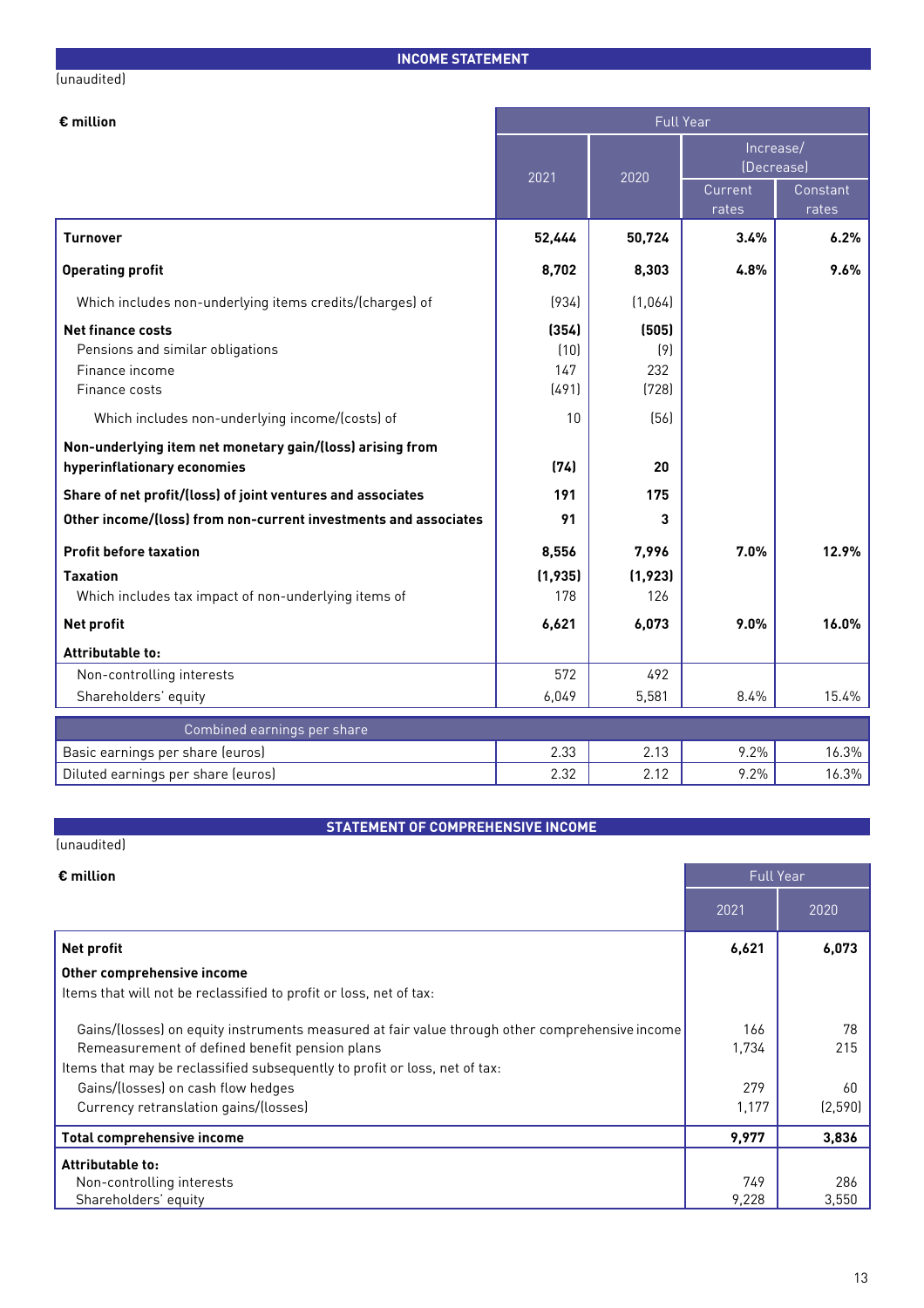## INCOME STATEMENT

(unaudited)

| € million | Full Year | | | |
|---|---|---|---|---|
| | 2021 | 2020 | Increase/ (Decrease) | |
| | | | Current rates | Constant rates |
| **Turnover** | **52,444** | **50,724** | **3.4%** | **6.2%** |
| **Operating profit** | **8,702** | **8,303** | **4.8%** | **9.6%** |
| Which includes non-underlying items credits/(charges) of | (934) | (1,064) | | |
| **Net finance costs** | **(354)** | **(505)** | | |
| Pensions and similar obligations | (10) | (9) | | |
| Finance income | 147 | 232 | | |
| Finance costs | (491) | (728) | | |
| Which includes non-underlying income/(costs) of | 10 | (56) | | |
| **Non-underlying item net monetary gain/(loss) arising from hyperinflationary economies** | **(74)** | **20** | | |
| **Share of net profit/(loss) of joint ventures and associates** | **191** | **175** | | |
| **Other income/(loss) from non-current investments and associates** | **91** | **3** | | |
| **Profit before taxation** | **8,556** | **7,996** | **7.0%** | **12.9%** |
| **Taxation** | **(1,935)** | **(1,923)** | | |
| Which includes tax impact of non-underlying items of | 178 | 126 | | |
| **Net profit** | **6,621** | **6,073** | **9.0%** | **16.0%** |
| **Attributable to:** | | | | |
| Non-controlling interests | 572 | 492 | | |
| Shareholders' equity | 6,049 | 5,581 | 8.4% | 15.4% |
| Combined earnings per share | | | | |
| Basic earnings per share (euros) | 2.33 | 2.13 | 9.2% | 16.3% |
| Diluted earnings per share (euros) | 2.32 | 2.12 | 9.2% | 16.3% |

## STATEMENT OF COMPREHENSIVE INCOME

(unaudited)

| € million | Full Year | |
|---|---|---|
| | 2021 | 2020 |
| **Net profit** | **6,621** | **6,073** |
| **Other comprehensive income** | | |
| Items that will not be reclassified to profit or loss, net of tax: | | |
| Gains/(losses) on equity instruments measured at fair value through other comprehensive income | 166 | 78 |
| Remeasurement of defined benefit pension plans | 1,734 | 215 |
| Items that may be reclassified subsequently to profit or loss, net of tax: | | |
| Gains/(losses) on cash flow hedges | 279 | 60 |
| Currency retranslation gains/(losses) | 1,177 | (2,590) |
| **Total comprehensive income** | **9,977** | **3,836** |
| **Attributable to:** | | |
| Non-controlling interests | 749 | 286 |
| Shareholders' equity | 9,228 | 3,550 |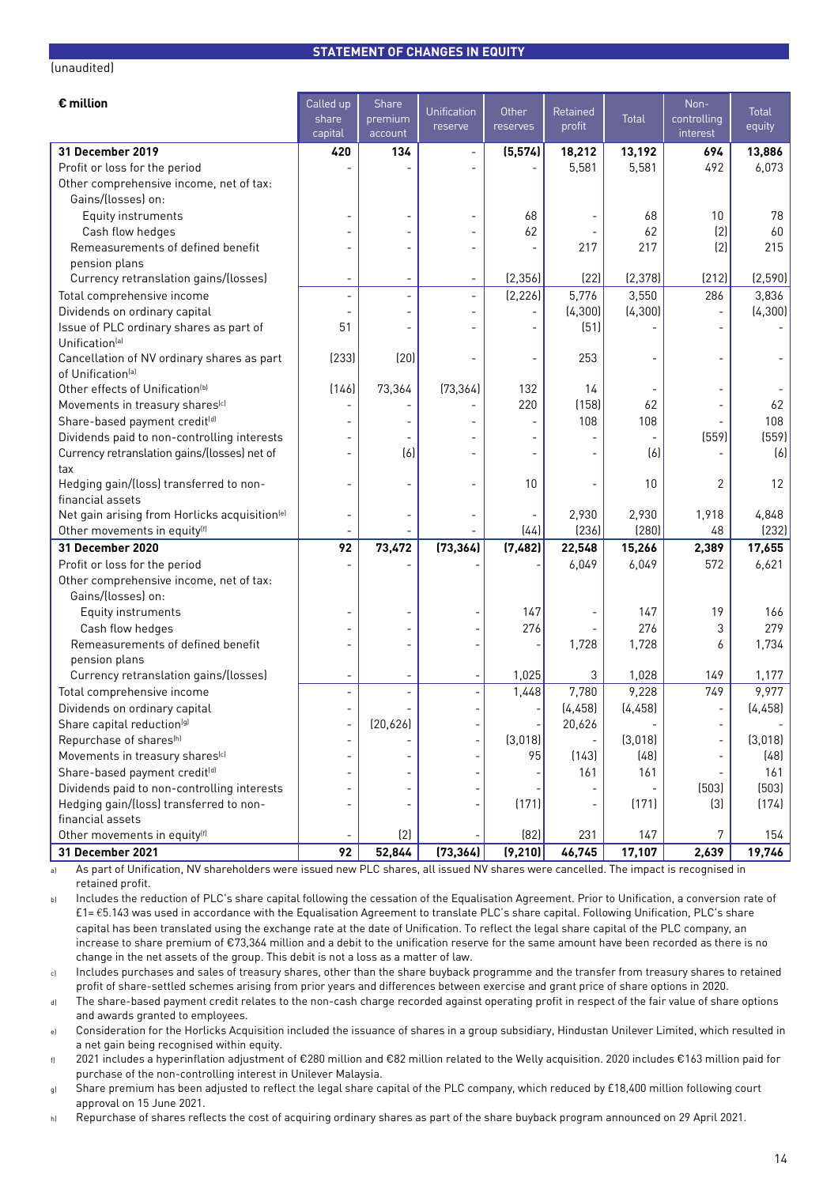## STATEMENT OF CHANGES IN EQUITY

(unaudited)

| € million | Called up share capital | Share premium account | Unification reserve | Other reserves | Retained profit | Total | Non-controlling interest | Total equity |
|---|---|---|---|---|---|---|---|---|
| **31 December 2019** | **420** | **134** | **-** | **(5,574)** | **18,212** | **13,192** | **694** | **13,886** |
| Profit or loss for the period | - | - | - | - | 5,581 | 5,581 | 492 | 6,073 |
| Other comprehensive income, net of tax: | | | | | | | | |
| Gains/(losses) on: | | | | | | | | |
| Equity instruments | - | - | - | 68 | - | 68 | 10 | 78 |
| Cash flow hedges | - | - | - | 62 | - | 62 | (2) | 60 |
| Remeasurements of defined benefit pension plans | - | - | - | - | 217 | 217 | (2) | 215 |
| Currency retranslation gains/(losses) | - | - | - | (2,356) | (22) | (2,378) | (212) | (2,590) |
| Total comprehensive income | - | - | - | (2,226) | 5,776 | 3,550 | 286 | 3,836 |
| Dividends on ordinary capital | - | - | - | - | (4,300) | (4,300) | - | (4,300) |
| Issue of PLC ordinary shares as part of Unification[a] | 51 | - | - | - | (51) | - | - | - |
| Cancellation of NV ordinary shares as part of Unification[a] | (233) | (20) | - | - | 253 | - | - | - |
| Other effects of Unification[b] | (146) | 73,364 | (73,364) | 132 | 14 | - | - | - |
| Movements in treasury shares[c] | - | - | - | 220 | (158) | 62 | - | 62 |
| Share-based payment credit[d] | - | - | - | - | 108 | 108 | - | 108 |
| Dividends paid to non-controlling interests | - | - | - | - | - | - | (559) | (559) |
| Currency retranslation gains/(losses) net of tax | - | (6) | - | - | - | (6) | - | (6) |
| Hedging gain/(loss) transferred to non-financial assets | - | - | - | 10 | - | 10 | 2 | 12 |
| Net gain arising from Horlicks acquisition[e] | - | - | - | - | 2,930 | 2,930 | 1,918 | 4,848 |
| Other movements in equity[f] | - | - | - | (44) | (236) | (280) | 48 | (232) |
| **31 December 2020** | **92** | **73,472** | **(73,364)** | **(7,482)** | **22,548** | **15,266** | **2,389** | **17,655** |
| Profit or loss for the period | - | - | - | - | 6,049 | 6,049 | 572 | 6,621 |
| Other comprehensive income, net of tax: | | | | | | | | |
| Gains/(losses) on: | | | | | | | | |
| Equity instruments | - | - | - | 147 | - | 147 | 19 | 166 |
| Cash flow hedges | - | - | - | 276 | - | 276 | 3 | 279 |
| Remeasurements of defined benefit pension plans | - | - | - | - | 1,728 | 1,728 | 6 | 1,734 |
| Currency retranslation gains/(losses) | - | - | - | 1,025 | 3 | 1,028 | 149 | 1,177 |
| Total comprehensive income | - | - | - | 1,448 | 7,780 | 9,228 | 749 | 9,977 |
| Dividends on ordinary capital | - | - | - | - | (4,458) | (4,458) | - | (4,458) |
| Share capital reduction[g] | - | (20,626) | - | - | 20,626 | - | - | - |
| Repurchase of shares[h] | - | - | - | (3,018) | - | (3,018) | - | (3,018) |
| Movements in treasury shares[c] | - | - | - | 95 | (143) | (48) | - | (48) |
| Share-based payment credit[d] | - | - | - | - | 161 | 161 | - | 161 |
| Dividends paid to non-controlling interests | - | - | - | - | - | - | (503) | (503) |
| Hedging gain/(loss) transferred to non-financial assets | - | - | - | (171) | - | (171) | (3) | (174) |
| Other movements in equity[f] | - | (2) | - | (82) | 231 | 147 | 7 | 154 |
| **31 December 2021** | **92** | **52,844** | **(73,364)** | **(9,210)** | **46,745** | **17,107** | **2,639** | **19,746** |

a) As part of Unification, NV shareholders were issued new PLC shares, all issued NV shares were cancelled. The impact is recognised in retained profit.

b) Includes the reduction of PLC's share capital following the cessation of the Equalisation Agreement. Prior to Unification, a conversion rate of £1= €5.143 was used in accordance with the Equalisation Agreement to translate PLC's share capital. Following Unification, PLC's share capital has been translated using the exchange rate at the date of Unification. To reflect the legal share capital of the PLC company, an increase to share premium of €73,364 million and a debit to the unification reserve for the same amount have been recorded as there is no change in the net assets of the group. This debit is not a loss as a matter of law.

c) Includes purchases and sales of treasury shares, other than the share buyback programme and the transfer from treasury shares to retained profit of share-settled schemes arising from prior years and differences between exercise and grant price of share options in 2020.

d) The share-based payment credit relates to the non-cash charge recorded against operating profit in respect of the fair value of share options and awards granted to employees.

e) Consideration for the Horlicks Acquisition included the issuance of shares in a group subsidiary, Hindustan Unilever Limited, which resulted in a net gain being recognised within equity.

f) 2021 includes a hyperinflation adjustment of €280 million and €82 million related to the Welly acquisition. 2020 includes €163 million paid for purchase of the non-controlling interest in Unilever Malaysia.

g) Share premium has been adjusted to reflect the legal share capital of the PLC company, which reduced by £18,400 million following court approval on 15 June 2021.

h) Repurchase of shares reflects the cost of acquiring ordinary shares as part of the share buyback program announced on 29 April 2021.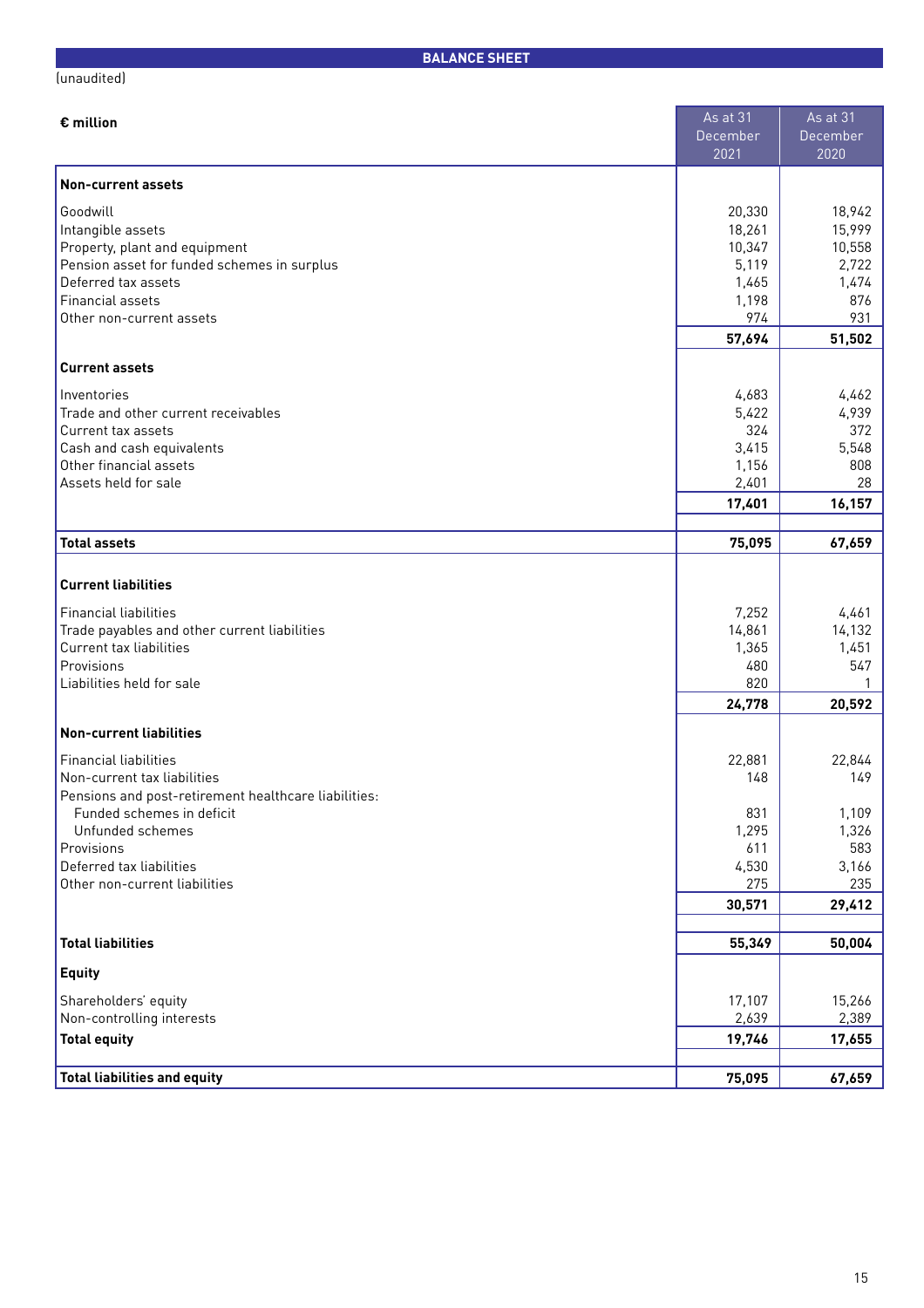## BALANCE SHEET

(unaudited)

| € million | As at 31 December 2021 | As at 31 December 2020 |
|---|---|---|
| **Non-current assets** | | |
| Goodwill | 20,330 | 18,942 |
| Intangible assets | 18,261 | 15,999 |
| Property, plant and equipment | 10,347 | 10,558 |
| Pension asset for funded schemes in surplus | 5,119 | 2,722 |
| Deferred tax assets | 1,465 | 1,474 |
| Financial assets | 1,198 | 876 |
| Other non-current assets | 974 | 931 |
| | **57,694** | **51,502** |
| **Current assets** | | |
| Inventories | 4,683 | 4,462 |
| Trade and other current receivables | 5,422 | 4,939 |
| Current tax assets | 324 | 372 |
| Cash and cash equivalents | 3,415 | 5,548 |
| Other financial assets | 1,156 | 808 |
| Assets held for sale | 2,401 | 28 |
| | **17,401** | **16,157** |
| **Total assets** | **75,095** | **67,659** |
| **Current liabilities** | | |
| Financial liabilities | 7,252 | 4,461 |
| Trade payables and other current liabilities | 14,861 | 14,132 |
| Current tax liabilities | 1,365 | 1,451 |
| Provisions | 480 | 547 |
| Liabilities held for sale | 820 | 1 |
| | **24,778** | **20,592** |
| **Non-current liabilities** | | |
| Financial liabilities | 22,881 | 22,844 |
| Non-current tax liabilities | 148 | 149 |
| Pensions and post-retirement healthcare liabilities: | | |
| Funded schemes in deficit | 831 | 1,109 |
| Unfunded schemes | 1,295 | 1,326 |
| Provisions | 611 | 583 |
| Deferred tax liabilities | 4,530 | 3,166 |
| Other non-current liabilities | 275 | 235 |
| | **30,571** | **29,412** |
| **Total liabilities** | **55,349** | **50,004** |
| **Equity** | | |
| Shareholders' equity | 17,107 | 15,266 |
| Non-controlling interests | 2,639 | 2,389 |
| **Total equity** | **19,746** | **17,655** |
| **Total liabilities and equity** | **75,095** | **67,659** |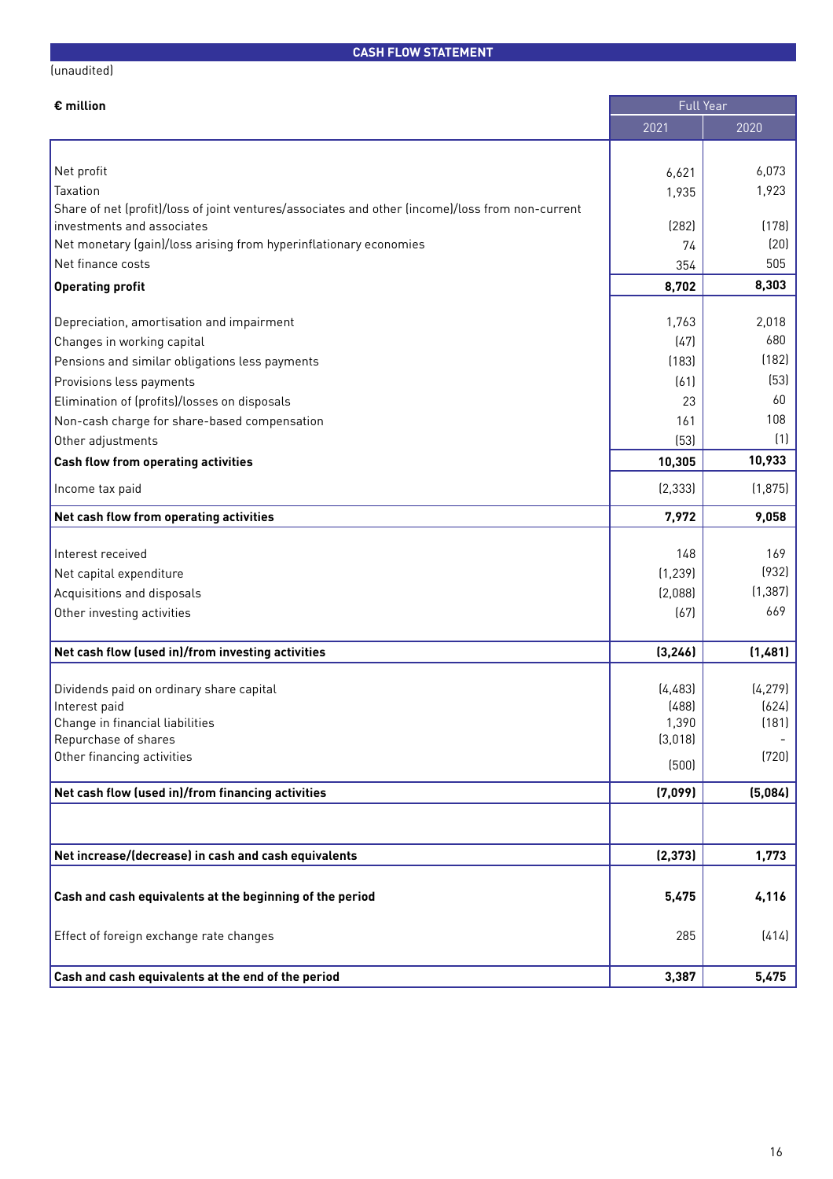## CASH FLOW STATEMENT

(unaudited)

| € million | Full Year | |
|---|---|---|
| | 2021 | 2020 |
| Net profit | 6,621 | 6,073 |
| Taxation | 1,935 | 1,923 |
| Share of net (profit)/loss of joint ventures/associates and other (income)/loss from non-current investments and associates | (282) | (178) |
| Net monetary (gain)/loss arising from hyperinflationary economies | 74 | (20) |
| Net finance costs | 354 | 505 |
| **Operating profit** | **8,702** | **8,303** |
| Depreciation, amortisation and impairment | 1,763 | 2,018 |
| Changes in working capital | (47) | 680 |
| Pensions and similar obligations less payments | (183) | (182) |
| Provisions less payments | (61) | (53) |
| Elimination of (profits)/losses on disposals | 23 | 60 |
| Non-cash charge for share-based compensation | 161 | 108 |
| Other adjustments | (53) | (1) |
| **Cash flow from operating activities** | **10,305** | **10,933** |
| Income tax paid | (2,333) | (1,875) |
| **Net cash flow from operating activities** | **7,972** | **9,058** |
| Interest received | 148 | 169 |
| Net capital expenditure | (1,239) | (932) |
| Acquisitions and disposals | (2,088) | (1,387) |
| Other investing activities | (67) | 669 |
| **Net cash flow (used in)/from investing activities** | **(3,246)** | **(1,481)** |
| Dividends paid on ordinary share capital | (4,483) | (4,279) |
| Interest paid | (488) | (624) |
| Change in financial liabilities | 1,390 | (181) |
| Repurchase of shares | (3,018) | - |
| Other financing activities | (500) | (720) |
| **Net cash flow (used in)/from financing activities** | **(7,099)** | **(5,084)** |
| **Net increase/(decrease) in cash and cash equivalents** | **(2,373)** | **1,773** |
| **Cash and cash equivalents at the beginning of the period** | **5,475** | **4,116** |
| Effect of foreign exchange rate changes | 285 | (414) |
| **Cash and cash equivalents at the end of the period** | **3,387** | **5,475** |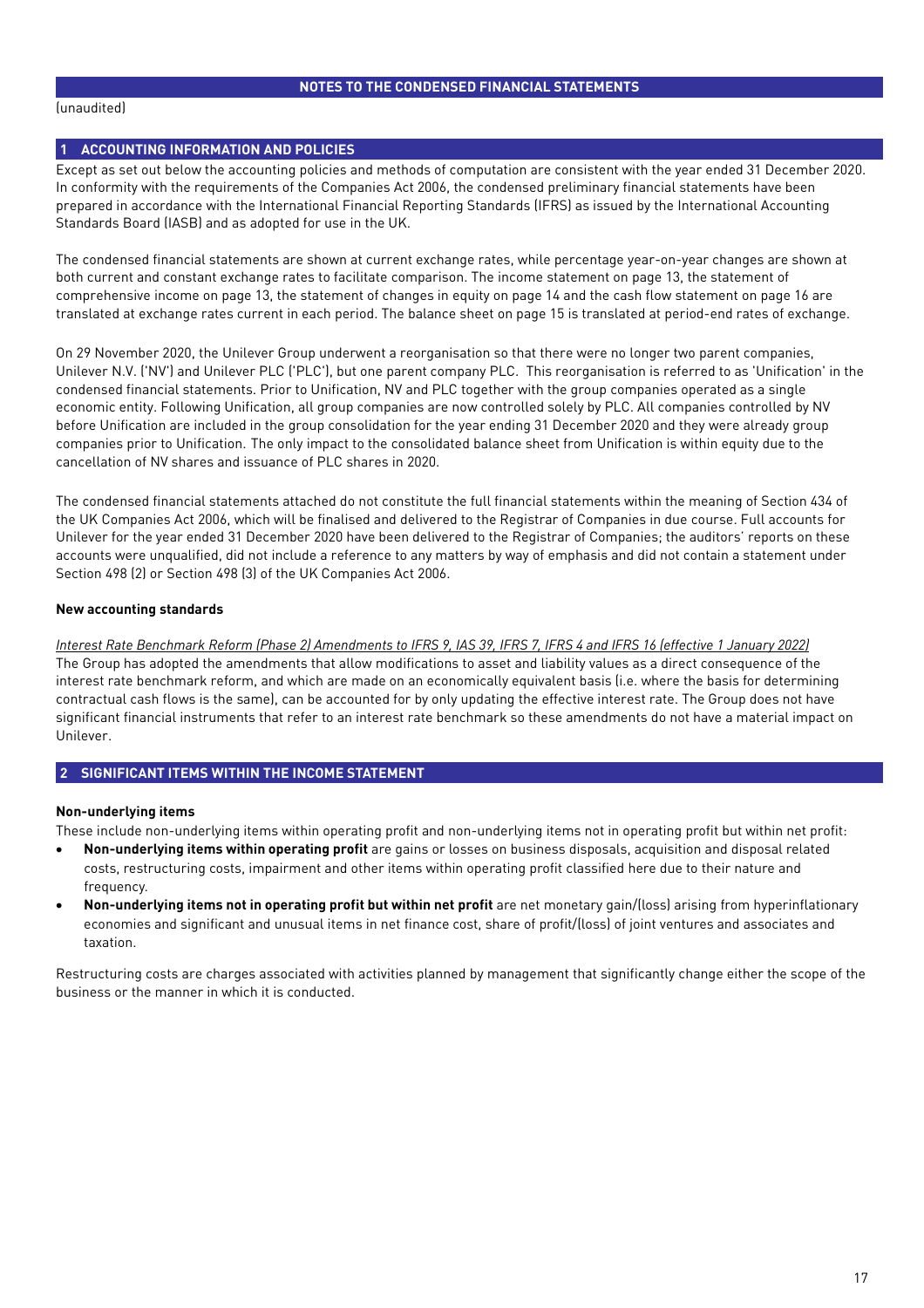# NOTES TO THE CONDENSED FINANCIAL STATEMENTS

(unaudited)

## 1 ACCOUNTING INFORMATION AND POLICIES

Except as set out below the accounting policies and methods of computation are consistent with the year ended 31 December 2020. In conformity with the requirements of the Companies Act 2006, the condensed preliminary financial statements have been prepared in accordance with the International Financial Reporting Standards (IFRS) as issued by the International Accounting Standards Board (IASB) and as adopted for use in the UK.

The condensed financial statements are shown at current exchange rates, while percentage year-on-year changes are shown at both current and constant exchange rates to facilitate comparison. The income statement on page 13, the statement of comprehensive income on page 13, the statement of changes in equity on page 14 and the cash flow statement on page 16 are translated at exchange rates current in each period. The balance sheet on page 15 is translated at period-end rates of exchange.

On 29 November 2020, the Unilever Group underwent a reorganisation so that there were no longer two parent companies, Unilever N.V. ('NV') and Unilever PLC ('PLC'), but one parent company PLC. This reorganisation is referred to as 'Unification' in the condensed financial statements. Prior to Unification, NV and PLC together with the group companies operated as a single economic entity. Following Unification, all group companies are now controlled solely by PLC. All companies controlled by NV before Unification are included in the group consolidation for the year ending 31 December 2020 and they were already group companies prior to Unification. The only impact to the consolidated balance sheet from Unification is within equity due to the cancellation of NV shares and issuance of PLC shares in 2020.

The condensed financial statements attached do not constitute the full financial statements within the meaning of Section 434 of the UK Companies Act 2006, which will be finalised and delivered to the Registrar of Companies in due course. Full accounts for Unilever for the year ended 31 December 2020 have been delivered to the Registrar of Companies; the auditors' reports on these accounts were unqualified, did not include a reference to any matters by way of emphasis and did not contain a statement under Section 498 (2) or Section 498 (3) of the UK Companies Act 2006.

### New accounting standards

*Interest Rate Benchmark Reform (Phase 2) Amendments to IFRS 9, IAS 39, IFRS 7, IFRS 4 and IFRS 16 (effective 1 January 2022)*

The Group has adopted the amendments that allow modifications to asset and liability values as a direct consequence of the interest rate benchmark reform, and which are made on an economically equivalent basis (i.e. where the basis for determining contractual cash flows is the same), can be accounted for by only updating the effective interest rate. The Group does not have significant financial instruments that refer to an interest rate benchmark so these amendments do not have a material impact on Unilever.

## 2 SIGNIFICANT ITEMS WITHIN THE INCOME STATEMENT

### Non-underlying items

These include non-underlying items within operating profit and non-underlying items not in operating profit but within net profit:

- **Non-underlying items within operating profit** are gains or losses on business disposals, acquisition and disposal related costs, restructuring costs, impairment and other items within operating profit classified here due to their nature and frequency.
- **Non-underlying items not in operating profit but within net profit** are net monetary gain/(loss) arising from hyperinflationary economies and significant and unusual items in net finance cost, share of profit/(loss) of joint ventures and associates and taxation.

Restructuring costs are charges associated with activities planned by management that significantly change either the scope of the business or the manner in which it is conducted.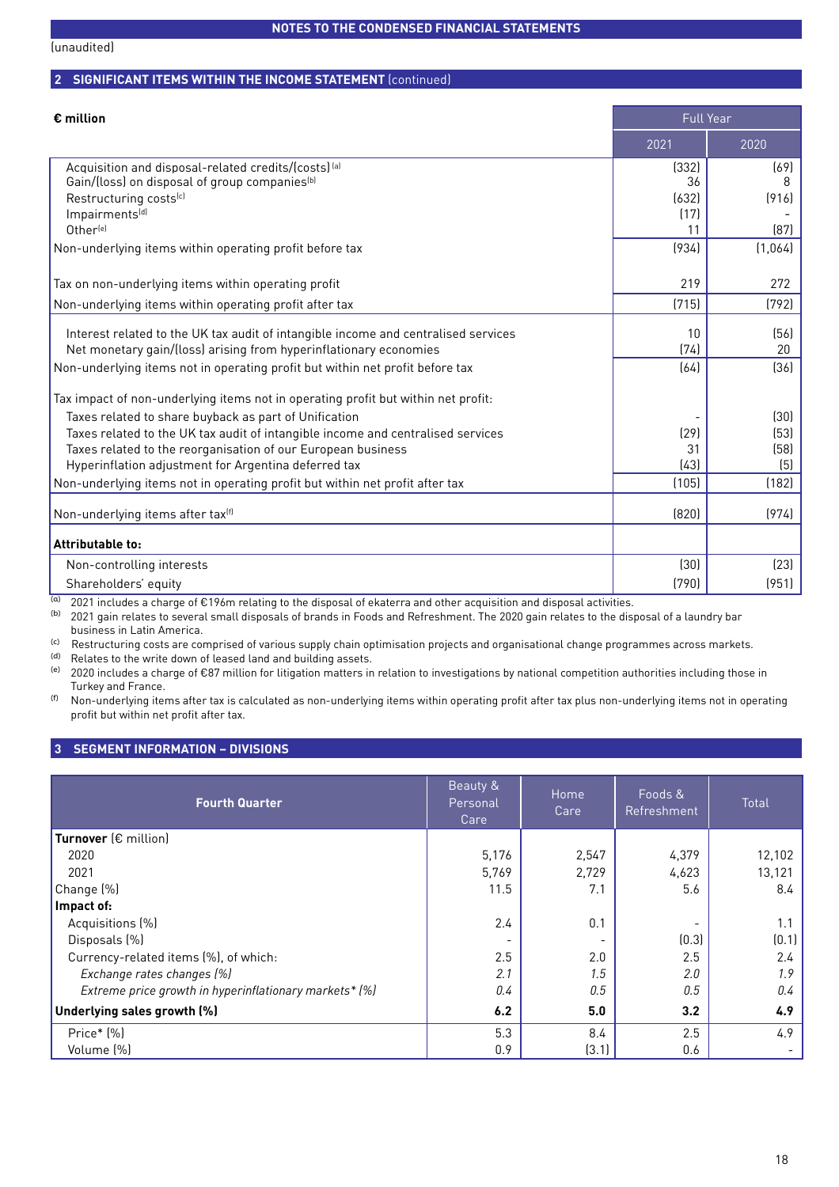**NOTES TO THE CONDENSED FINANCIAL STATEMENTS**

(unaudited)

## 2 SIGNIFICANT ITEMS WITHIN THE INCOME STATEMENT (continued)

| € million | Full Year | |
|---|---|---|
| | 2021 | 2020 |
| Acquisition and disposal-related credits/(costs)[a] | (332) | (69) |
| Gain/(loss) on disposal of group companies[b] | 36 | 8 |
| Restructuring costs[c] | (632) | (916) |
| Impairments[d] | (17) | - |
| Other[e] | 11 | (87) |
| Non-underlying items within operating profit before tax | (934) | (1,064) |
| Tax on non-underlying items within operating profit | 219 | 272 |
| Non-underlying items within operating profit after tax | (715) | (792) |
| Interest related to the UK tax audit of intangible income and centralised services | 10 | (56) |
| Net monetary gain/(loss) arising from hyperinflationary economies | (74) | 20 |
| Non-underlying items not in operating profit but within net profit before tax | (64) | (36) |
| Tax impact of non-underlying items not in operating profit but within net profit: | | |
| Taxes related to share buyback as part of Unification | - | (30) |
| Taxes related to the UK tax audit of intangible income and centralised services | (29) | (53) |
| Taxes related to the reorganisation of our European business | 31 | (58) |
| Hyperinflation adjustment for Argentina deferred tax | (43) | (5) |
| Non-underlying items not in operating profit but within net profit after tax | (105) | (182) |
| Non-underlying items after tax[f] | (820) | (974) |
| **Attributable to:** | | |
| Non-controlling interests | (30) | (23) |
| Shareholders' equity | (790) | (951) |

[a] 2021 includes a charge of €196m relating to the disposal of ekaterra and other acquisition and disposal activities.

[b] 2021 gain relates to several small disposals of brands in Foods and Refreshment. The 2020 gain relates to the disposal of a laundry bar business in Latin America.

[c] Restructuring costs are comprised of various supply chain optimisation projects and organisational change programmes across markets.

[d] Relates to the write down of leased land and building assets.

[e] 2020 includes a charge of €87 million for litigation matters in relation to investigations by national competition authorities including those in Turkey and France.

[f] Non-underlying items after tax is calculated as non-underlying items within operating profit after tax plus non-underlying items not in operating profit but within net profit after tax.

## 3 SEGMENT INFORMATION – DIVISIONS

| Fourth Quarter | Beauty & Personal Care | Home Care | Foods & Refreshment | Total |
|---|---|---|---|---|
| **Turnover** (€ million) | | | | |
| 2020 | 5,176 | 2,547 | 4,379 | 12,102 |
| 2021 | 5,769 | 2,729 | 4,623 | 13,121 |
| Change (%) | 11.5 | 7.1 | 5.6 | 8.4 |
| **Impact of:** | | | | |
| Acquisitions (%) | 2.4 | 0.1 | - | 1.1 |
| Disposals (%) | - | - | (0.3) | (0.1) |
| Currency-related items (%), of which: | 2.5 | 2.0 | 2.5 | 2.4 |
| *Exchange rates changes (%)* | *2.1* | *1.5* | *2.0* | *1.9* |
| *Extreme price growth in hyperinflationary markets\* (%)* | *0.4* | *0.5* | *0.5* | *0.4* |
| **Underlying sales growth (%)** | **6.2** | **5.0** | **3.2** | **4.9** |
| Price* (%) | 5.3 | 8.4 | 2.5 | 4.9 |
| Volume (%) | 0.9 | (3.1) | 0.6 | - |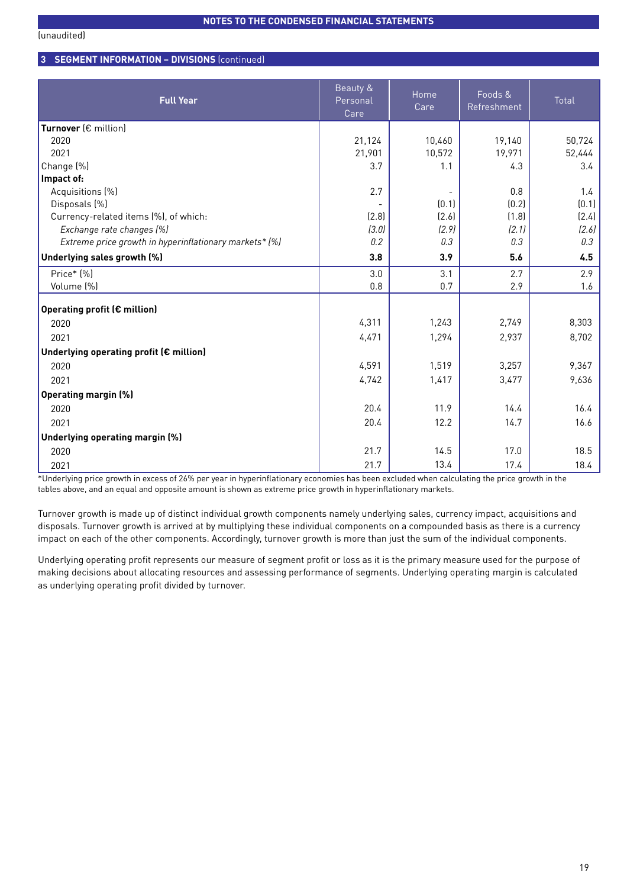(unaudited)

## 3 SEGMENT INFORMATION – DIVISIONS (continued)

| Full Year | Beauty & Personal Care | Home Care | Foods & Refreshment | Total |
|---|---|---|---|---|
| **Turnover** (€ million) | | | | |
| 2020 | 21,124 | 10,460 | 19,140 | 50,724 |
| 2021 | 21,901 | 10,572 | 19,971 | 52,444 |
| Change (%) | 3.7 | 1.1 | 4.3 | 3.4 |
| **Impact of:** | | | | |
| Acquisitions (%) | 2.7 | - | 0.8 | 1.4 |
| Disposals (%) | - | (0.1) | (0.2) | (0.1) |
| Currency-related items (%), of which: | (2.8) | (2.6) | (1.8) | (2.4) |
| *Exchange rate changes (%)* | *(3.0)* | *(2.9)* | *(2.1)* | *(2.6)* |
| *Extreme price growth in hyperinflationary markets* (%)* | *0.2* | *0.3* | *0.3* | *0.3* |
| **Underlying sales growth (%)** | **3.8** | **3.9** | **5.6** | **4.5** |
| Price* (%) | 3.0 | 3.1 | 2.7 | 2.9 |
| Volume (%) | 0.8 | 0.7 | 2.9 | 1.6 |
| **Operating profit (€ million)** | | | | |
| 2020 | 4,311 | 1,243 | 2,749 | 8,303 |
| 2021 | 4,471 | 1,294 | 2,937 | 8,702 |
| **Underlying operating profit (€ million)** | | | | |
| 2020 | 4,591 | 1,519 | 3,257 | 9,367 |
| 2021 | 4,742 | 1,417 | 3,477 | 9,636 |
| **Operating margin (%)** | | | | |
| 2020 | 20.4 | 11.9 | 14.4 | 16.4 |
| 2021 | 20.4 | 12.2 | 14.7 | 16.6 |
| **Underlying operating margin (%)** | | | | |
| 2020 | 21.7 | 14.5 | 17.0 | 18.5 |
| 2021 | 21.7 | 13.4 | 17.4 | 18.4 |

*Underlying price growth in excess of 26% per year in hyperinflationary economies has been excluded when calculating the price growth in the tables above, and an equal and opposite amount is shown as extreme price growth in hyperinflationary markets.

Turnover growth is made up of distinct individual growth components namely underlying sales, currency impact, acquisitions and disposals. Turnover growth is arrived at by multiplying these individual components on a compounded basis as there is a currency impact on each of the other components. Accordingly, turnover growth is more than just the sum of the individual components.

Underlying operating profit represents our measure of segment profit or loss as it is the primary measure used for the purpose of making decisions about allocating resources and assessing performance of segments. Underlying operating margin is calculated as underlying operating profit divided by turnover.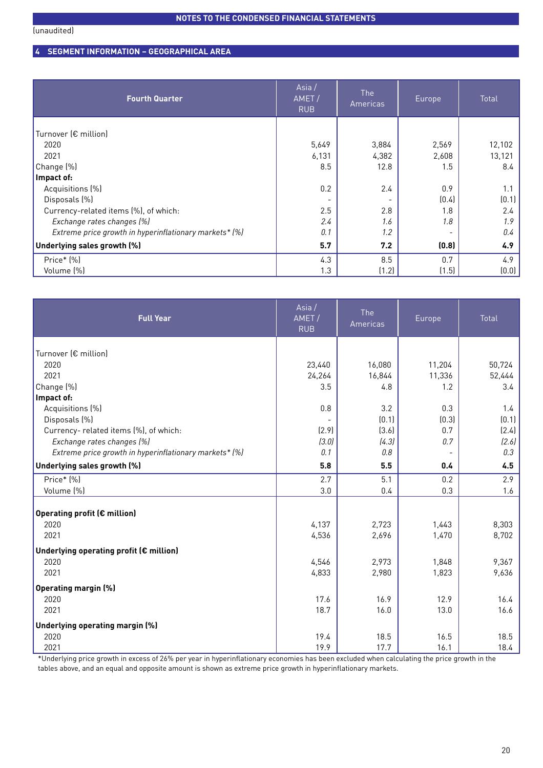NOTES TO THE CONDENSED FINANCIAL STATEMENTS

(unaudited)

## 4 SEGMENT INFORMATION – GEOGRAPHICAL AREA

| Fourth Quarter | Asia / AMET / RUB | The Americas | Europe | Total |
|---|---|---|---|---|
| Turnover (€ million) | | | | |
| 2020 | 5,649 | 3,884 | 2,569 | 12,102 |
| 2021 | 6,131 | 4,382 | 2,608 | 13,121 |
| Change (%) | 8.5 | 12.8 | 1.5 | 8.4 |
| **Impact of:** | | | | |
| Acquisitions (%) | 0.2 | 2.4 | 0.9 | 1.1 |
| Disposals (%) | - | - | (0.4) | (0.1) |
| Currency-related items (%), of which: | 2.5 | 2.8 | 1.8 | 2.4 |
| *Exchange rates changes (%)* | *2.4* | *1.6* | *1.8* | *1.9* |
| *Extreme price growth in hyperinflationary markets* (%)* | *0.1* | *1.2* | *-* | *0.4* |
| **Underlying sales growth (%)** | **5.7** | **7.2** | **(0.8)** | **4.9** |
| Price* (%) | 4.3 | 8.5 | 0.7 | 4.9 |
| Volume (%) | 1.3 | (1.2) | (1.5) | (0.0) |

| Full Year | Asia / AMET / RUB | The Americas | Europe | Total |
|---|---|---|---|---|
| Turnover (€ million) | | | | |
| 2020 | 23,440 | 16,080 | 11,204 | 50,724 |
| 2021 | 24,264 | 16,844 | 11,336 | 52,444 |
| Change (%) | 3.5 | 4.8 | 1.2 | 3.4 |
| **Impact of:** | | | | |
| Acquisitions (%) | 0.8 | 3.2 | 0.3 | 1.4 |
| Disposals (%) | - | (0.1) | (0.3) | (0.1) |
| Currency- related items (%), of which: | (2.9) | (3.6) | 0.7 | (2.4) |
| *Exchange rates changes (%)* | *(3.0)* | *(4.3)* | *0.7* | *(2.6)* |
| *Extreme price growth in hyperinflationary markets* (%)* | *0.1* | *0.8* | *-* | *0.3* |
| **Underlying sales growth (%)** | **5.8** | **5.5** | **0.4** | **4.5** |
| Price* (%) | 2.7 | 5.1 | 0.2 | 2.9 |
| Volume (%) | 3.0 | 0.4 | 0.3 | 1.6 |
| **Operating profit (€ million)** | | | | |
| 2020 | 4,137 | 2,723 | 1,443 | 8,303 |
| 2021 | 4,536 | 2,696 | 1,470 | 8,702 |
| **Underlying operating profit (€ million)** | | | | |
| 2020 | 4,546 | 2,973 | 1,848 | 9,367 |
| 2021 | 4,833 | 2,980 | 1,823 | 9,636 |
| **Operating margin (%)** | | | | |
| 2020 | 17.6 | 16.9 | 12.9 | 16.4 |
| 2021 | 18.7 | 16.0 | 13.0 | 16.6 |
| **Underlying operating margin (%)** | | | | |
| 2020 | 19.4 | 18.5 | 16.5 | 18.5 |
| 2021 | 19.9 | 17.7 | 16.1 | 18.4 |

*Underlying price growth in excess of 26% per year in hyperinflationary economies has been excluded when calculating the price growth in the tables above, and an equal and opposite amount is shown as extreme price growth in hyperinflationary markets.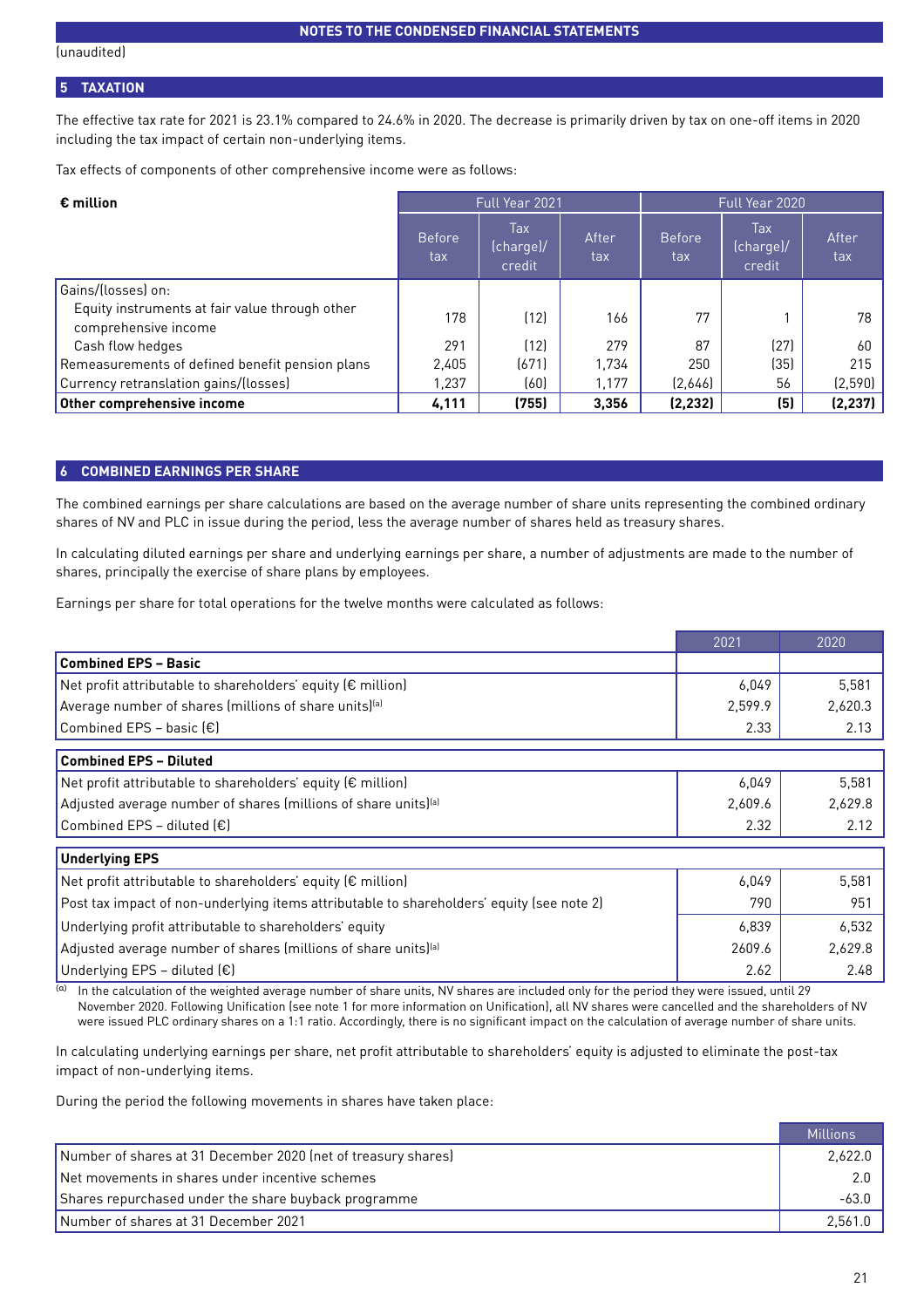NOTES TO THE CONDENSED FINANCIAL STATEMENTS

(unaudited)

## 5 TAXATION

The effective tax rate for 2021 is 23.1% compared to 24.6% in 2020. The decrease is primarily driven by tax on one-off items in 2020 including the tax impact of certain non-underlying items.

Tax effects of components of other comprehensive income were as follows:

| € million | Full Year 2021 | | | Full Year 2020 | | |
|---|---|---|---|---|---|---|
| | Before tax | Tax (charge)/ credit | After tax | Before tax | Tax (charge)/ credit | After tax |
| Gains/(losses) on: | | | | | | |
| Equity instruments at fair value through other comprehensive income | 178 | (12) | 166 | 77 | 1 | 78 |
| Cash flow hedges | 291 | (12) | 279 | 87 | (27) | 60 |
| Remeasurements of defined benefit pension plans | 2,405 | (671) | 1,734 | 250 | (35) | 215 |
| Currency retranslation gains/(losses) | 1,237 | (60) | 1,177 | (2,646) | 56 | (2,590) |
| **Other comprehensive income** | **4,111** | **(755)** | **3,356** | **(2,232)** | **(5)** | **(2,237)** |

## 6 COMBINED EARNINGS PER SHARE

The combined earnings per share calculations are based on the average number of share units representing the combined ordinary shares of NV and PLC in issue during the period, less the average number of shares held as treasury shares.

In calculating diluted earnings per share and underlying earnings per share, a number of adjustments are made to the number of shares, principally the exercise of share plans by employees.

Earnings per share for total operations for the twelve months were calculated as follows:

| | 2021 | 2020 |
|---|---|---|
| **Combined EPS – Basic** | | |
| Net profit attributable to shareholders' equity (€ million) | 6,049 | 5,581 |
| Average number of shares (millions of share units)[a] | 2,599.9 | 2,620.3 |
| Combined EPS – basic (€) | 2.33 | 2.13 |
| **Combined EPS – Diluted** | | |
| Net profit attributable to shareholders' equity (€ million) | 6,049 | 5,581 |
| Adjusted average number of shares (millions of share units)[a] | 2,609.6 | 2,629.8 |
| Combined EPS – diluted (€) | 2.32 | 2.12 |
| **Underlying EPS** | | |
| Net profit attributable to shareholders' equity (€ million) | 6,049 | 5,581 |
| Post tax impact of non-underlying items attributable to shareholders' equity (see note 2) | 790 | 951 |
| Underlying profit attributable to shareholders' equity | 6,839 | 6,532 |
| Adjusted average number of shares (millions of share units)[a] | 2609.6 | 2,629.8 |
| Underlying EPS – diluted (€) | 2.62 | 2.48 |

[a] In the calculation of the weighted average number of share units, NV shares are included only for the period they were issued, until 29 November 2020. Following Unification (see note 1 for more information on Unification), all NV shares were cancelled and the shareholders of NV were issued PLC ordinary shares on a 1:1 ratio. Accordingly, there is no significant impact on the calculation of average number of share units.

In calculating underlying earnings per share, net profit attributable to shareholders' equity is adjusted to eliminate the post-tax impact of non-underlying items.

During the period the following movements in shares have taken place:

| | Millions |
|---|---|
| Number of shares at 31 December 2020 (net of treasury shares) | 2,622.0 |
| Net movements in shares under incentive schemes | 2.0 |
| Shares repurchased under the share buyback programme | -63.0 |
| Number of shares at 31 December 2021 | 2,561.0 |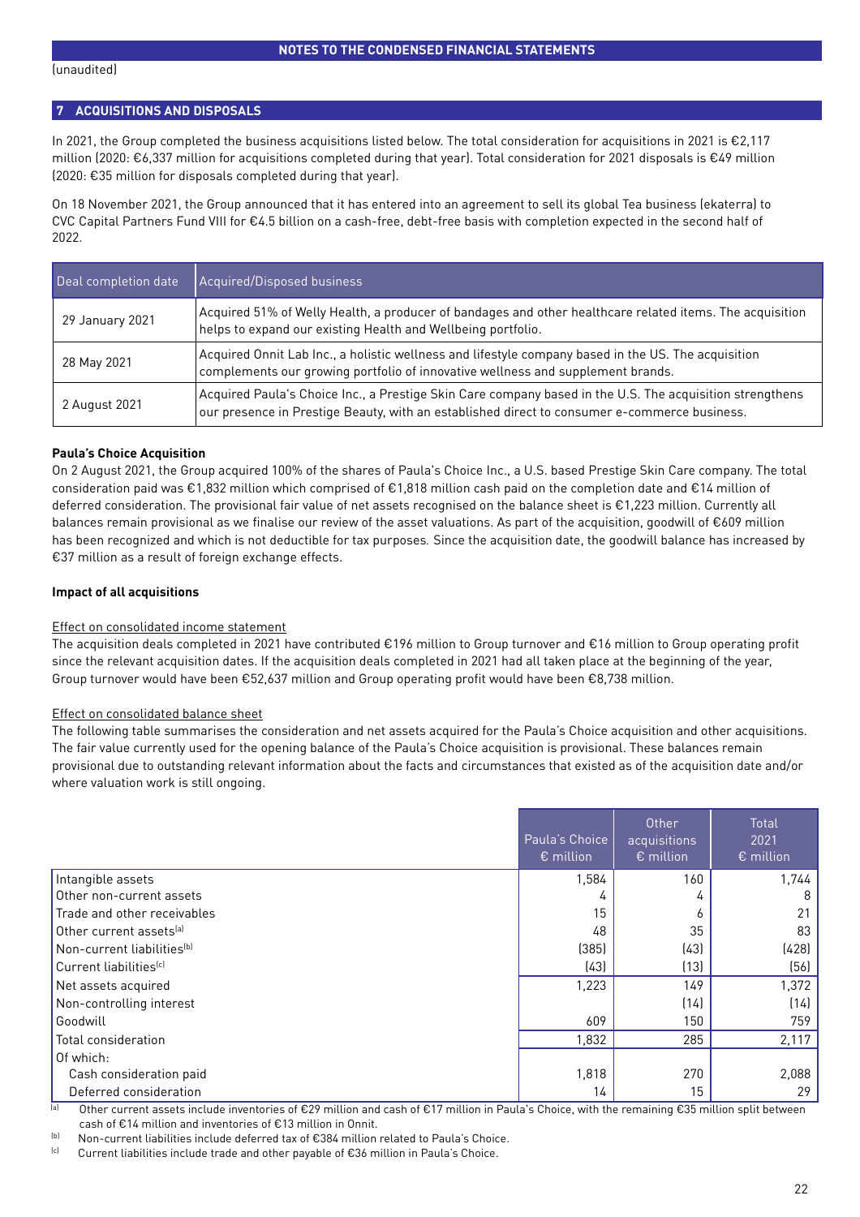# NOTES TO THE CONDENSED FINANCIAL STATEMENTS

(unaudited)

## 7 ACQUISITIONS AND DISPOSALS

In 2021, the Group completed the business acquisitions listed below. The total consideration for acquisitions in 2021 is €2,117 million (2020: €6,337 million for acquisitions completed during that year). Total consideration for 2021 disposals is €49 million (2020: €35 million for disposals completed during that year).

On 18 November 2021, the Group announced that it has entered into an agreement to sell its global Tea business (ekaterra) to CVC Capital Partners Fund VIII for €4.5 billion on a cash-free, debt-free basis with completion expected in the second half of 2022.

| Deal completion date | Acquired/Disposed business |
|---|---|
| 29 January 2021 | Acquired 51% of Welly Health, a producer of bandages and other healthcare related items. The acquisition helps to expand our existing Health and Wellbeing portfolio. |
| 28 May 2021 | Acquired Onnit Lab Inc., a holistic wellness and lifestyle company based in the US. The acquisition complements our growing portfolio of innovative wellness and supplement brands. |
| 2 August 2021 | Acquired Paula's Choice Inc., a Prestige Skin Care company based in the U.S. The acquisition strengthens our presence in Prestige Beauty, with an established direct to consumer e-commerce business. |

**Paula's Choice Acquisition**

On 2 August 2021, the Group acquired 100% of the shares of Paula's Choice Inc., a U.S. based Prestige Skin Care company. The total consideration paid was €1,832 million which comprised of €1,818 million cash paid on the completion date and €14 million of deferred consideration. The provisional fair value of net assets recognised on the balance sheet is €1,223 million. Currently all balances remain provisional as we finalise our review of the asset valuations. As part of the acquisition, goodwill of €609 million has been recognized and which is not deductible for tax purposes. Since the acquisition date, the goodwill balance has increased by €37 million as a result of foreign exchange effects.

**Impact of all acquisitions**

Effect on consolidated income statement

The acquisition deals completed in 2021 have contributed €196 million to Group turnover and €16 million to Group operating profit since the relevant acquisition dates. If the acquisition deals completed in 2021 had all taken place at the beginning of the year, Group turnover would have been €52,637 million and Group operating profit would have been €8,738 million.

Effect on consolidated balance sheet

The following table summarises the consideration and net assets acquired for the Paula's Choice acquisition and other acquisitions. The fair value currently used for the opening balance of the Paula's Choice acquisition is provisional. These balances remain provisional due to outstanding relevant information about the facts and circumstances that existed as of the acquisition date and/or where valuation work is still ongoing.

| | Paula's Choice € million | Other acquisitions € million | Total 2021 € million |
|---|---|---|---|
| Intangible assets | 1,584 | 160 | 1,744 |
| Other non-current assets | 4 | 4 | 8 |
| Trade and other receivables | 15 | 6 | 21 |
| Other current assets[a] | 48 | 35 | 83 |
| Non-current liabilities[b] | (385) | (43) | (428) |
| Current liabilities[c] | (43) | (13) | (56) |
| Net assets acquired | 1,223 | 149 | 1,372 |
| Non-controlling interest | | (14) | (14) |
| Goodwill | 609 | 150 | 759 |
| Total consideration | 1,832 | 285 | 2,117 |
| Of which: | | | |
| Cash consideration paid | 1,818 | 270 | 2,088 |
| Deferred consideration | 14 | 15 | 29 |

[a] Other current assets include inventories of €29 million and cash of €17 million in Paula's Choice, with the remaining €35 million split between cash of €14 million and inventories of €13 million in Onnit.

[b] Non-current liabilities include deferred tax of €384 million related to Paula's Choice.

[c] Current liabilities include trade and other payable of €36 million in Paula's Choice.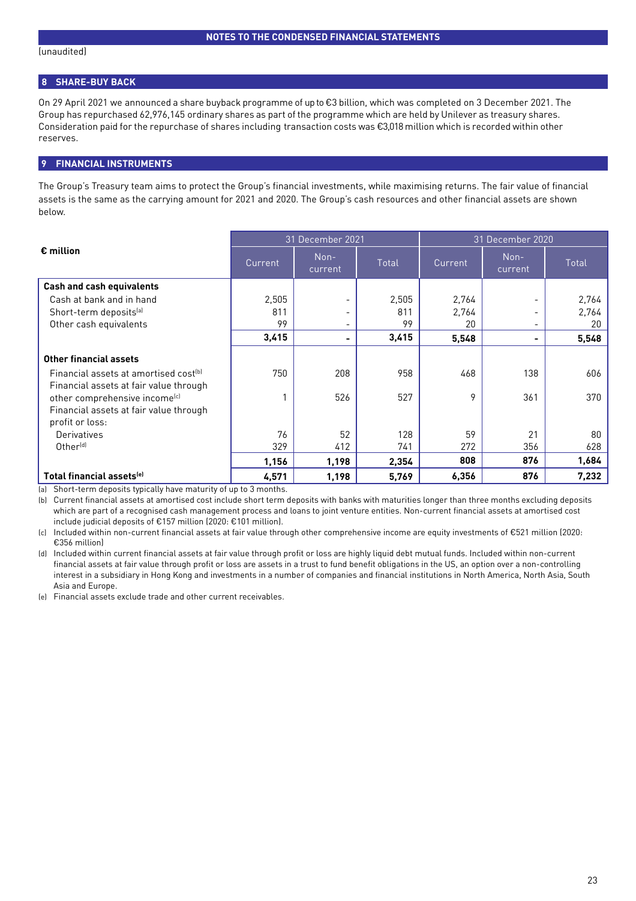(unaudited)

## 8 SHARE-BUY BACK

On 29 April 2021 we announced a share buyback programme of up to €3 billion, which was completed on 3 December 2021. The Group has repurchased 62,976,145 ordinary shares as part of the programme which are held by Unilever as treasury shares. Consideration paid for the repurchase of shares including transaction costs was €3,018 million which is recorded within other reserves.

## 9 FINANCIAL INSTRUMENTS

The Group's Treasury team aims to protect the Group's financial investments, while maximising returns. The fair value of financial assets is the same as the carrying amount for 2021 and 2020. The Group's cash resources and other financial assets are shown below.

| € million | 31 December 2021 | | | 31 December 2020 | | |
|---|---|---|---|---|---|---|
| | Current | Non-current | Total | Current | Non-current | Total |
| **Cash and cash equivalents** | | | | | | |
| Cash at bank and in hand | 2,505 | - | 2,505 | 2,764 | - | 2,764 |
| Short-term deposits[a] | 811 | - | 811 | 2,764 | - | 2,764 |
| Other cash equivalents | 99 | - | 99 | 20 | - | 20 |
| | **3,415** | **-** | **3,415** | **5,548** | **-** | **5,548** |
| **Other financial assets** | | | | | | |
| Financial assets at amortised cost[b] | 750 | 208 | 958 | 468 | 138 | 606 |
| Financial assets at fair value through other comprehensive income[c] | 1 | 526 | 527 | 9 | 361 | 370 |
| Financial assets at fair value through profit or loss: | | | | | | |
| Derivatives | 76 | 52 | 128 | 59 | 21 | 80 |
| Other[d] | 329 | 412 | 741 | 272 | 356 | 628 |
| | **1,156** | **1,198** | **2,354** | **808** | **876** | **1,684** |
| **Total financial assets[e]** | **4,571** | **1,198** | **5,769** | **6,356** | **876** | **7,232** |

(a) Short-term deposits typically have maturity of up to 3 months.

(b) Current financial assets at amortised cost include short term deposits with banks with maturities longer than three months excluding deposits which are part of a recognised cash management process and loans to joint venture entities. Non-current financial assets at amortised cost include judicial deposits of €157 million (2020: €101 million).

(c) Included within non-current financial assets at fair value through other comprehensive income are equity investments of €521 million (2020: €356 million)

(d) Included within current financial assets at fair value through profit or loss are highly liquid debt mutual funds. Included within non-current financial assets at fair value through profit or loss are assets in a trust to fund benefit obligations in the US, an option over a non-controlling interest in a subsidiary in Hong Kong and investments in a number of companies and financial institutions in North America, North Asia, South Asia and Europe.

(e) Financial assets exclude trade and other current receivables.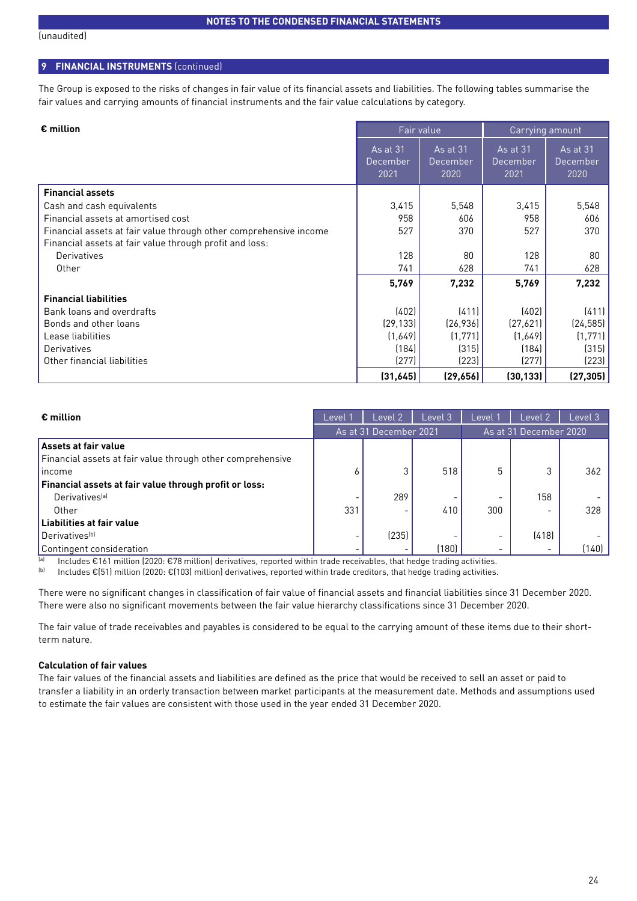(unaudited)

## 9 FINANCIAL INSTRUMENTS (continued)

The Group is exposed to the risks of changes in fair value of its financial assets and liabilities. The following tables summarise the fair values and carrying amounts of financial instruments and the fair value calculations by category.

| € million | Fair value | | Carrying amount | |
|---|---|---|---|---|
| | As at 31 December 2021 | As at 31 December 2020 | As at 31 December 2021 | As at 31 December 2020 |
| **Financial assets** | | | | |
| Cash and cash equivalents | 3,415 | 5,548 | 3,415 | 5,548 |
| Financial assets at amortised cost | 958 | 606 | 958 | 606 |
| Financial assets at fair value through other comprehensive income | 527 | 370 | 527 | 370 |
| Financial assets at fair value through profit and loss: | | | | |
| Derivatives | 128 | 80 | 128 | 80 |
| Other | 741 | 628 | 741 | 628 |
| | **5,769** | **7,232** | **5,769** | **7,232** |
| **Financial liabilities** | | | | |
| Bank loans and overdrafts | (402) | (411) | (402) | (411) |
| Bonds and other loans | (29,133) | (26,936) | (27,621) | (24,585) |
| Lease liabilities | (1,649) | (1,771) | (1,649) | (1,771) |
| Derivatives | (184) | (315) | (184) | (315) |
| Other financial liabilities | (277) | (223) | (277) | (223) |
| | **(31,645)** | **(29,656)** | **(30,133)** | **(27,305)** |

| € million | Level 1 | Level 2 | Level 3 | Level 1 | Level 2 | Level 3 |
|---|---|---|---|---|---|---|
| | As at 31 December 2021 | | | As at 31 December 2020 | | |
| **Assets at fair value** | | | | | | |
| Financial assets at fair value through other comprehensive income | 6 | 3 | 518 | 5 | 3 | 362 |
| **Financial assets at fair value through profit or loss:** | | | | | | |
| Derivatives[a] | - | 289 | - | - | 158 | - |
| Other | 331 | - | 410 | 300 | - | 328 |
| **Liabilities at fair value** | | | | | | |
| Derivatives[b] | - | (235) | - | - | (418) | - |
| Contingent consideration | - | - | (180) | - | - | (140) |

[a] Includes €161 million (2020: €78 million) derivatives, reported within trade receivables, that hedge trading activities.
[b] Includes €(51) million (2020: €(103) million) derivatives, reported within trade creditors, that hedge trading activities.

There were no significant changes in classification of fair value of financial assets and financial liabilities since 31 December 2020. There were also no significant movements between the fair value hierarchy classifications since 31 December 2020.

The fair value of trade receivables and payables is considered to be equal to the carrying amount of these items due to their short-term nature.

**Calculation of fair values**

The fair values of the financial assets and liabilities are defined as the price that would be received to sell an asset or paid to transfer a liability in an orderly transaction between market participants at the measurement date. Methods and assumptions used to estimate the fair values are consistent with those used in the year ended 31 December 2020.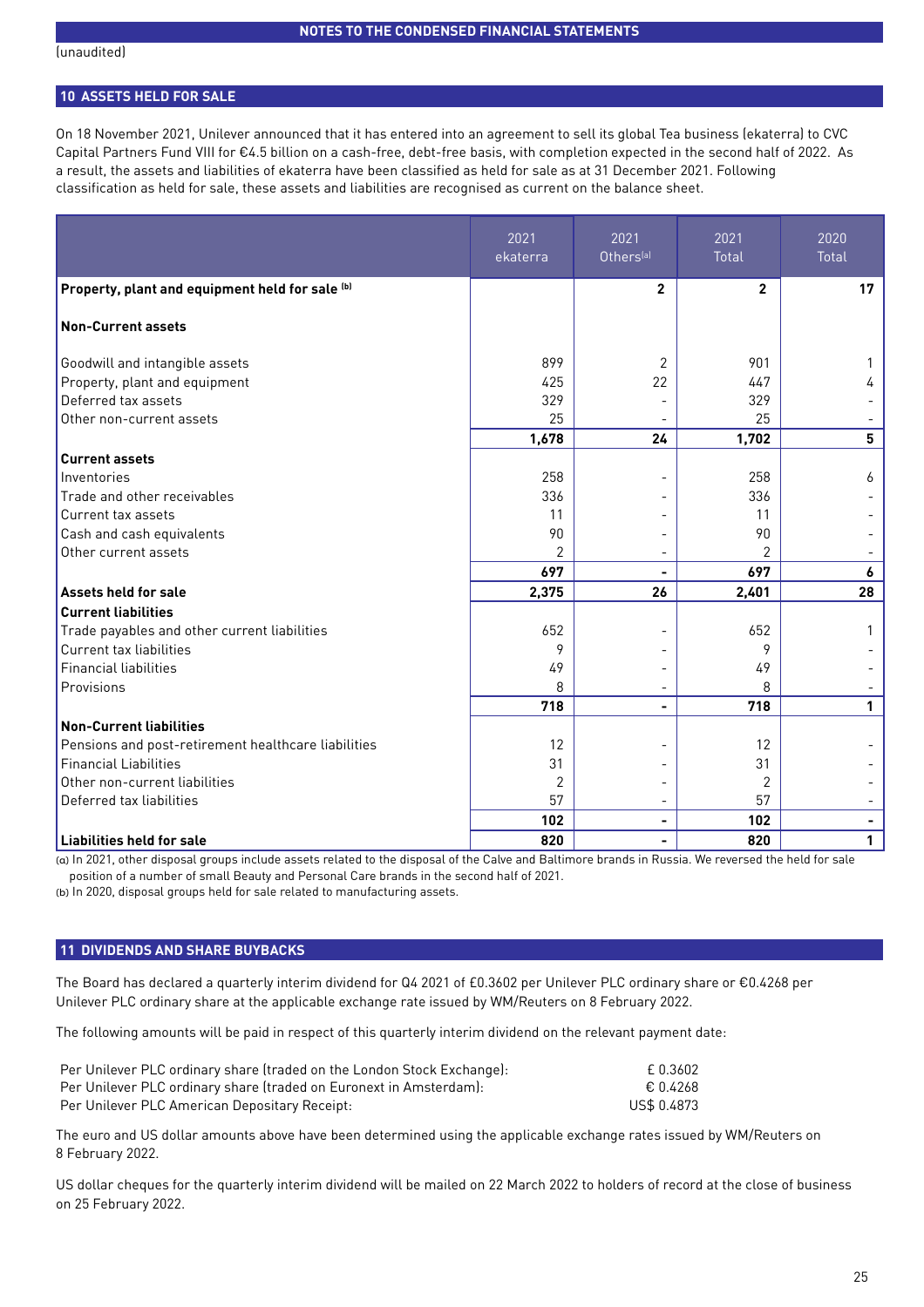NOTES TO THE CONDENSED FINANCIAL STATEMENTS

(unaudited)

## 10 ASSETS HELD FOR SALE

On 18 November 2021, Unilever announced that it has entered into an agreement to sell its global Tea business (ekaterra) to CVC Capital Partners Fund VIII for €4.5 billion on a cash-free, debt-free basis, with completion expected in the second half of 2022. As a result, the assets and liabilities of ekaterra have been classified as held for sale as at 31 December 2021. Following classification as held for sale, these assets and liabilities are recognised as current on the balance sheet.

| | 2021 ekaterra | 2021 Others[a] | 2021 Total | 2020 Total |
|---|---|---|---|---|
| **Property, plant and equipment held for sale [b]** | | **2** | **2** | **17** |
| **Non-Current assets** | | | | |
| Goodwill and intangible assets | 899 | 2 | 901 | 1 |
| Property, plant and equipment | 425 | 22 | 447 | 4 |
| Deferred tax assets | 329 | - | 329 | - |
| Other non-current assets | 25 | - | 25 | - |
| | **1,678** | **24** | **1,702** | **5** |
| **Current assets** | | | | |
| Inventories | 258 | - | 258 | 6 |
| Trade and other receivables | 336 | - | 336 | - |
| Current tax assets | 11 | - | 11 | - |
| Cash and cash equivalents | 90 | - | 90 | - |
| Other current assets | 2 | - | 2 | - |
| | **697** | **-** | **697** | **6** |
| **Assets held for sale** | **2,375** | **26** | **2,401** | **28** |
| **Current liabilities** | | | | |
| Trade payables and other current liabilities | 652 | - | 652 | 1 |
| Current tax liabilities | 9 | - | 9 | - |
| Financial liabilities | 49 | - | 49 | - |
| Provisions | 8 | - | 8 | - |
| | **718** | **-** | **718** | **1** |
| **Non-Current liabilities** | | | | |
| Pensions and post-retirement healthcare liabilities | 12 | - | 12 | - |
| Financial Liabilities | 31 | - | 31 | - |
| Other non-current liabilities | 2 | - | 2 | - |
| Deferred tax liabilities | 57 | - | 57 | - |
| | **102** | **-** | **102** | **-** |
| **Liabilities held for sale** | **820** | **-** | **820** | **1** |

(a) In 2021, other disposal groups include assets related to the disposal of the Calve and Baltimore brands in Russia. We reversed the held for sale position of a number of small Beauty and Personal Care brands in the second half of 2021.

(b) In 2020, disposal groups held for sale related to manufacturing assets.

## 11 DIVIDENDS AND SHARE BUYBACKS

The Board has declared a quarterly interim dividend for Q4 2021 of £0.3602 per Unilever PLC ordinary share or €0.4268 per Unilever PLC ordinary share at the applicable exchange rate issued by WM/Reuters on 8 February 2022.

The following amounts will be paid in respect of this quarterly interim dividend on the relevant payment date:

| | |
|---|---|
| Per Unilever PLC ordinary share (traded on the London Stock Exchange): | £ 0.3602 |
| Per Unilever PLC ordinary share (traded on Euronext in Amsterdam): | € 0.4268 |
| Per Unilever PLC American Depositary Receipt: | US$ 0.4873 |

The euro and US dollar amounts above have been determined using the applicable exchange rates issued by WM/Reuters on 8 February 2022.

US dollar cheques for the quarterly interim dividend will be mailed on 22 March 2022 to holders of record at the close of business on 25 February 2022.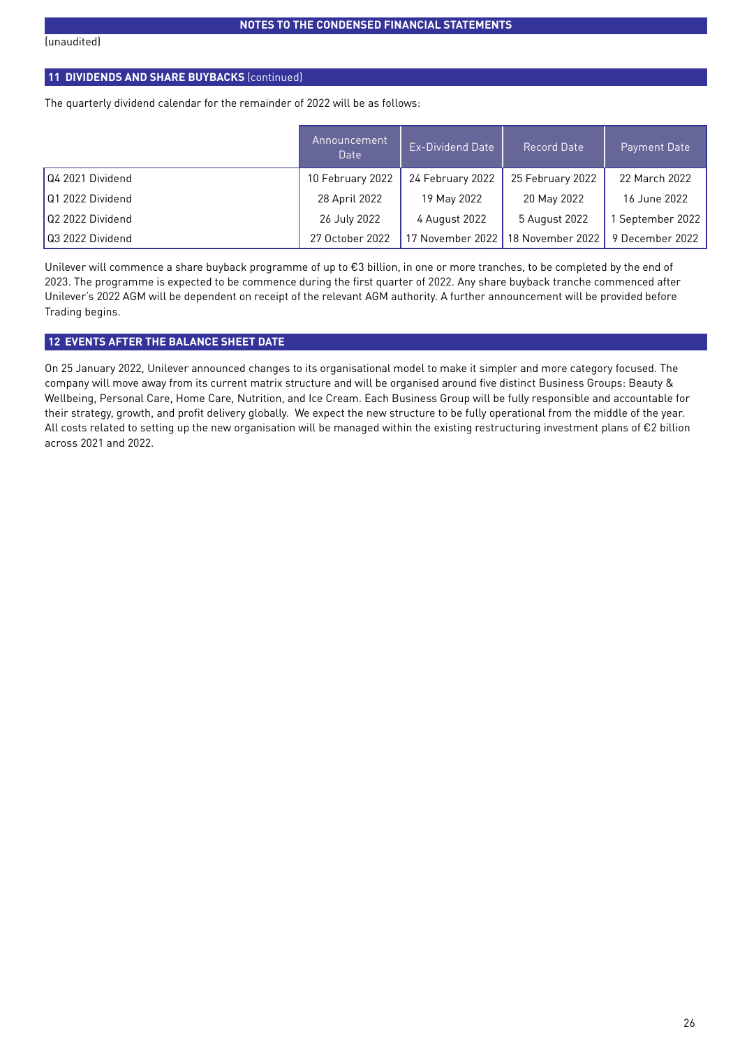(unaudited)

## 11 DIVIDENDS AND SHARE BUYBACKS (continued)

The quarterly dividend calendar for the remainder of 2022 will be as follows:

| | Announcement Date | Ex-Dividend Date | Record Date | Payment Date |
|---|---|---|---|---|
| Q4 2021 Dividend | 10 February 2022 | 24 February 2022 | 25 February 2022 | 22 March 2022 |
| Q1 2022 Dividend | 28 April 2022 | 19 May 2022 | 20 May 2022 | 16 June 2022 |
| Q2 2022 Dividend | 26 July 2022 | 4 August 2022 | 5 August 2022 | 1 September 2022 |
| Q3 2022 Dividend | 27 October 2022 | 17 November 2022 | 18 November 2022 | 9 December 2022 |

Unilever will commence a share buyback programme of up to €3 billion, in one or more tranches, to be completed by the end of 2023. The programme is expected to be commence during the first quarter of 2022. Any share buyback tranche commenced after Unilever's 2022 AGM will be dependent on receipt of the relevant AGM authority. A further announcement will be provided before Trading begins.

## 12 EVENTS AFTER THE BALANCE SHEET DATE

On 25 January 2022, Unilever announced changes to its organisational model to make it simpler and more category focused. The company will move away from its current matrix structure and will be organised around five distinct Business Groups: Beauty & Wellbeing, Personal Care, Home Care, Nutrition, and Ice Cream. Each Business Group will be fully responsible and accountable for their strategy, growth, and profit delivery globally. We expect the new structure to be fully operational from the middle of the year. All costs related to setting up the new organisation will be managed within the existing restructuring investment plans of €2 billion across 2021 and 2022.